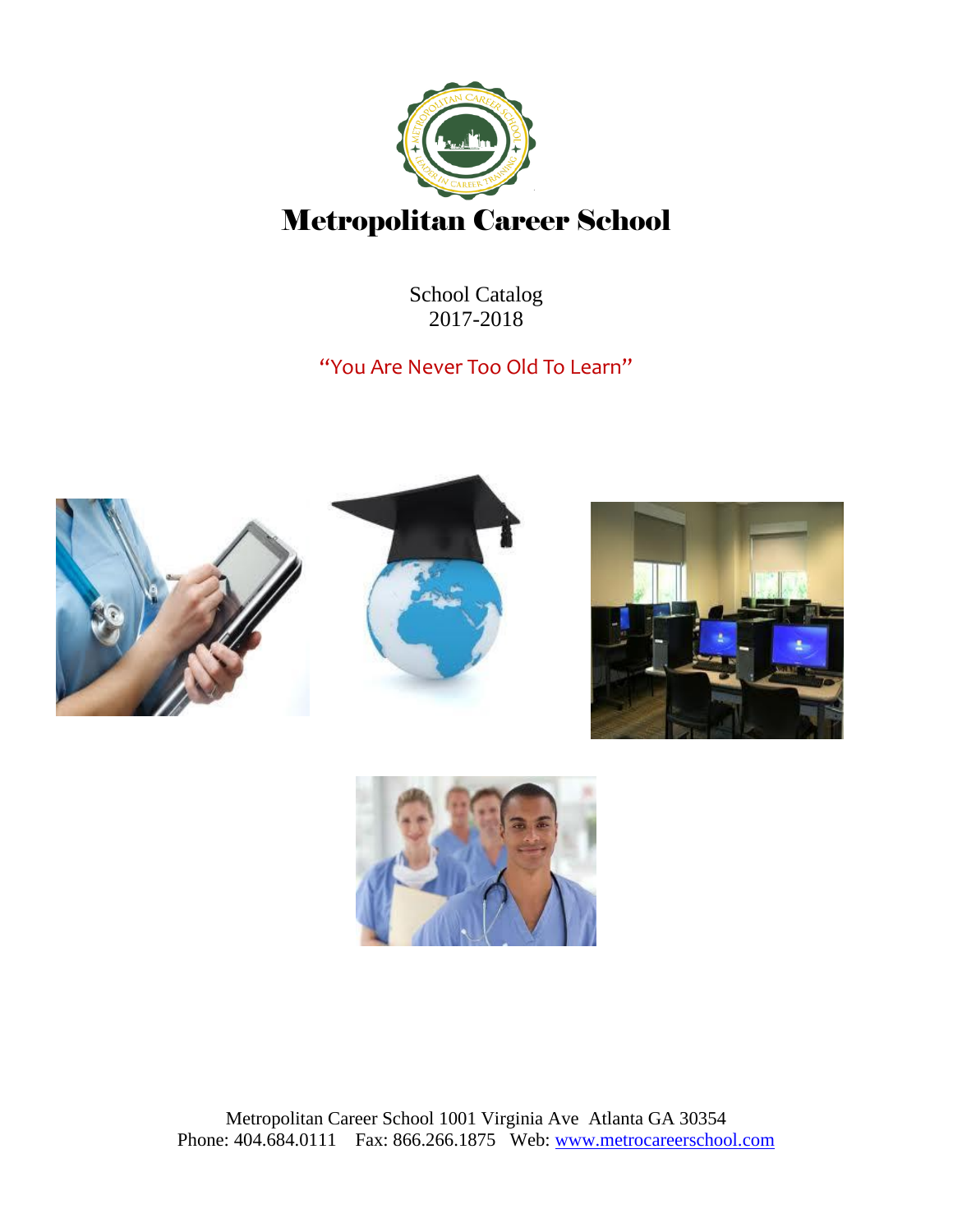# Metropolitan Career School

School Catalog
2017-2018

"You Are Never Too Old To Learn"

Metropolitan Career School 1001 Virginia Ave Atlanta GA 30354
Phone: 404.684.0111 Fax: 866.266.1875 Web: www.metrocareerschool.com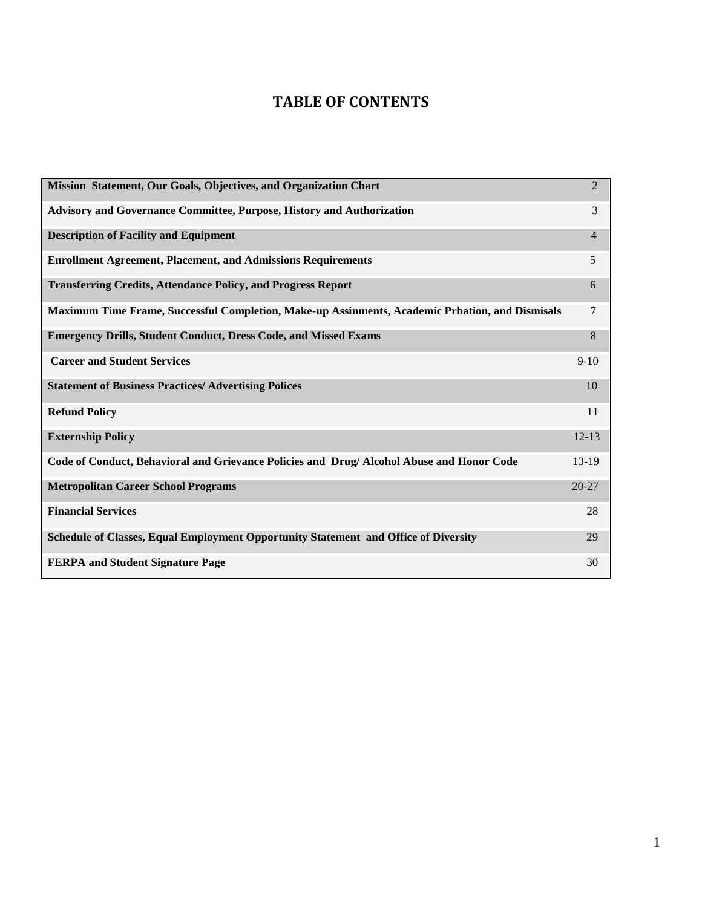# TABLE OF CONTENTS

| | |
|---|---|
| **Mission Statement, Our Goals, Objectives, and Organization Chart** | 2 |
| **Advisory and Governance Committee, Purpose, History and Authorization** | 3 |
| **Description of Facility and Equipment** | 4 |
| **Enrollment Agreement, Placement, and Admissions Requirements** | 5 |
| **Transferring Credits, Attendance Policy, and Progress Report** | 6 |
| **Maximum Time Frame, Successful Completion, Make-up Assinments, Academic Prbation, and Dismisals** | 7 |
| **Emergency Drills, Student Conduct, Dress Code, and Missed Exams** | 8 |
| **Career and Student Services** | 9-10 |
| **Statement of Business Practices/ Advertising Polices** | 10 |
| **Refund Policy** | 11 |
| **Externship Policy** | 12-13 |
| **Code of Conduct, Behavioral and Grievance Policies and Drug/ Alcohol Abuse and Honor Code** | 13-19 |
| **Metropolitan Career School Programs** | 20-27 |
| **Financial Services** | 28 |
| **Schedule of Classes, Equal Employment Opportunity Statement and Office of Diversity** | 29 |
| **FERPA and Student Signature Page** | 30 |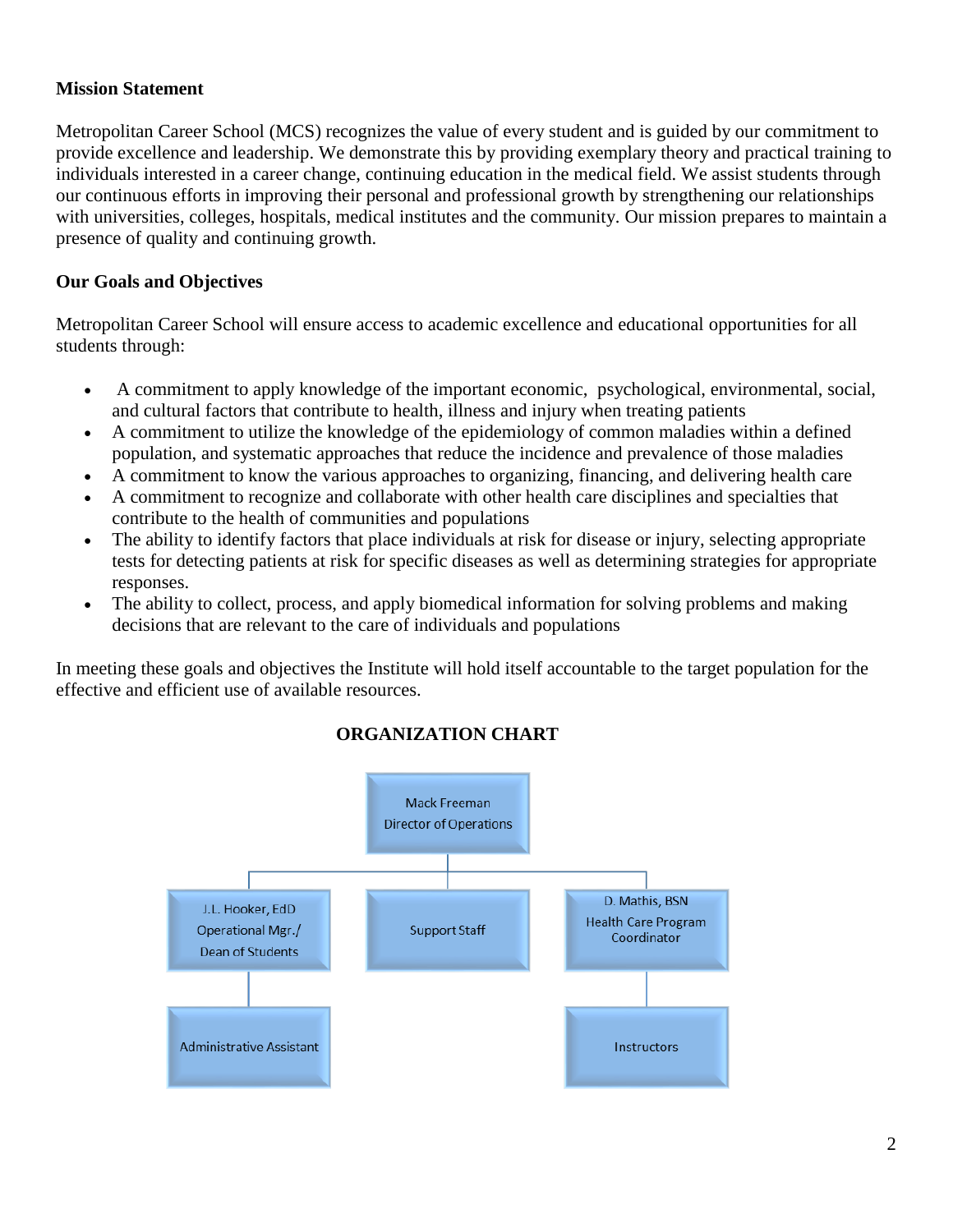**Mission Statement**

Metropolitan Career School (MCS) recognizes the value of every student and is guided by our commitment to provide excellence and leadership. We demonstrate this by providing exemplary theory and practical training to individuals interested in a career change, continuing education in the medical field. We assist students through our continuous efforts in improving their personal and professional growth by strengthening our relationships with universities, colleges, hospitals, medical institutes and the community. Our mission prepares to maintain a presence of quality and continuing growth.

**Our Goals and Objectives**

Metropolitan Career School will ensure access to academic excellence and educational opportunities for all students through:

- A commitment to apply knowledge of the important economic, psychological, environmental, social, and cultural factors that contribute to health, illness and injury when treating patients
- A commitment to utilize the knowledge of the epidemiology of common maladies within a defined population, and systematic approaches that reduce the incidence and prevalence of those maladies
- A commitment to know the various approaches to organizing, financing, and delivering health care
- A commitment to recognize and collaborate with other health care disciplines and specialties that contribute to the health of communities and populations
- The ability to identify factors that place individuals at risk for disease or injury, selecting appropriate tests for detecting patients at risk for specific diseases as well as determining strategies for appropriate responses.
- The ability to collect, process, and apply biomedical information for solving problems and making decisions that are relevant to the care of individuals and populations

In meeting these goals and objectives the Institute will hold itself accountable to the target population for the effective and efficient use of available resources.

**ORGANIZATION CHART**

- Mack Freeman, Director of Operations
  - J.L. Hooker, EdD, Operational Mgr./Dean of Students
    - Administrative Assistant
  - Support Staff
  - D. Mathis, BSN, Health Care Program Coordinator
    - Instructors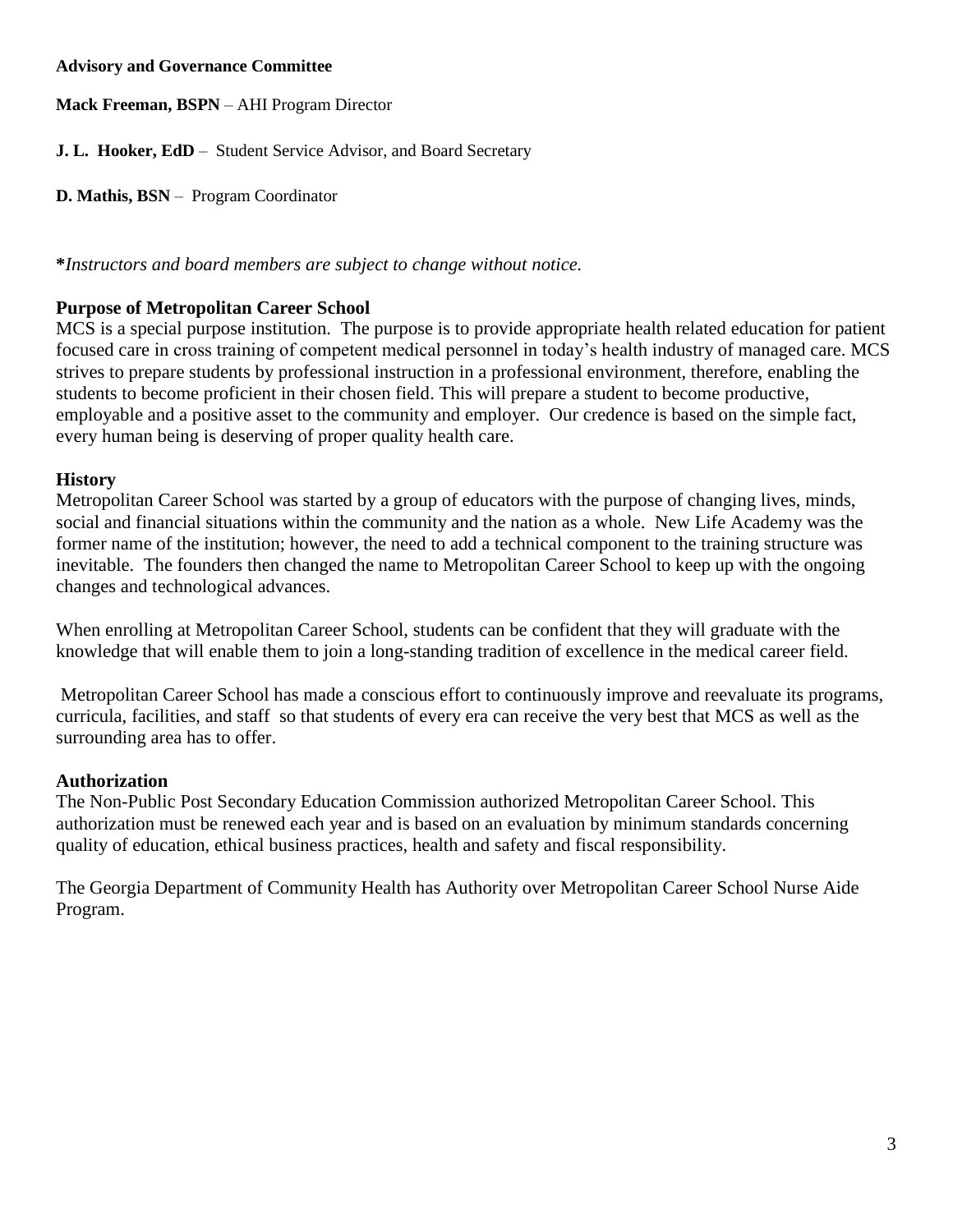**Advisory and Governance Committee**

**Mack Freeman, BSPN** – AHI Program Director

**J. L. Hooker, EdD** – Student Service Advisor, and Board Secretary

**D. Mathis, BSN** – Program Coordinator

**\****Instructors and board members are subject to change without notice.*

## Purpose of Metropolitan Career School

MCS is a special purpose institution. The purpose is to provide appropriate health related education for patient focused care in cross training of competent medical personnel in today's health industry of managed care. MCS strives to prepare students by professional instruction in a professional environment, therefore, enabling the students to become proficient in their chosen field. This will prepare a student to become productive, employable and a positive asset to the community and employer. Our credence is based on the simple fact, every human being is deserving of proper quality health care.

## History

Metropolitan Career School was started by a group of educators with the purpose of changing lives, minds, social and financial situations within the community and the nation as a whole. New Life Academy was the former name of the institution; however, the need to add a technical component to the training structure was inevitable. The founders then changed the name to Metropolitan Career School to keep up with the ongoing changes and technological advances.

When enrolling at Metropolitan Career School, students can be confident that they will graduate with the knowledge that will enable them to join a long-standing tradition of excellence in the medical career field.

Metropolitan Career School has made a conscious effort to continuously improve and reevaluate its programs, curricula, facilities, and staff so that students of every era can receive the very best that MCS as well as the surrounding area has to offer.

## Authorization

The Non-Public Post Secondary Education Commission authorized Metropolitan Career School. This authorization must be renewed each year and is based on an evaluation by minimum standards concerning quality of education, ethical business practices, health and safety and fiscal responsibility.

The Georgia Department of Community Health has Authority over Metropolitan Career School Nurse Aide Program.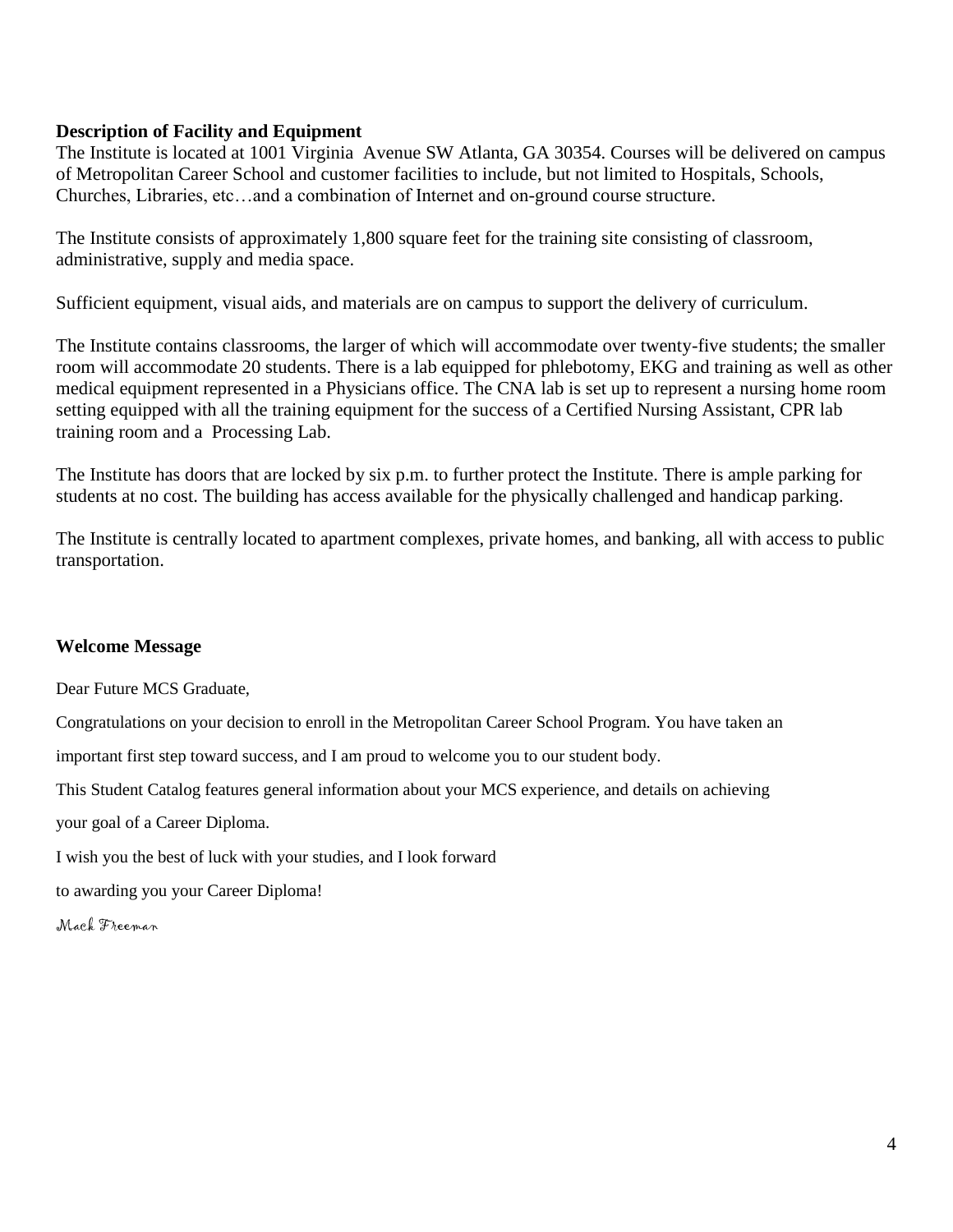**Description of Facility and Equipment**

The Institute is located at 1001 Virginia Avenue SW Atlanta, GA 30354. Courses will be delivered on campus of Metropolitan Career School and customer facilities to include, but not limited to Hospitals, Schools, Churches, Libraries, etc…and a combination of Internet and on-ground course structure.

The Institute consists of approximately 1,800 square feet for the training site consisting of classroom, administrative, supply and media space.

Sufficient equipment, visual aids, and materials are on campus to support the delivery of curriculum.

The Institute contains classrooms, the larger of which will accommodate over twenty-five students; the smaller room will accommodate 20 students. There is a lab equipped for phlebotomy, EKG and training as well as other medical equipment represented in a Physicians office. The CNA lab is set up to represent a nursing home room setting equipped with all the training equipment for the success of a Certified Nursing Assistant, CPR lab training room and a Processing Lab.

The Institute has doors that are locked by six p.m. to further protect the Institute. There is ample parking for students at no cost. The building has access available for the physically challenged and handicap parking.

The Institute is centrally located to apartment complexes, private homes, and banking, all with access to public transportation.

**Welcome Message**

Dear Future MCS Graduate,

Congratulations on your decision to enroll in the Metropolitan Career School Program. You have taken an important first step toward success, and I am proud to welcome you to our student body.

This Student Catalog features general information about your MCS experience, and details on achieving your goal of a Career Diploma.

I wish you the best of luck with your studies, and I look forward to awarding you your Career Diploma!

*Mack Freeman*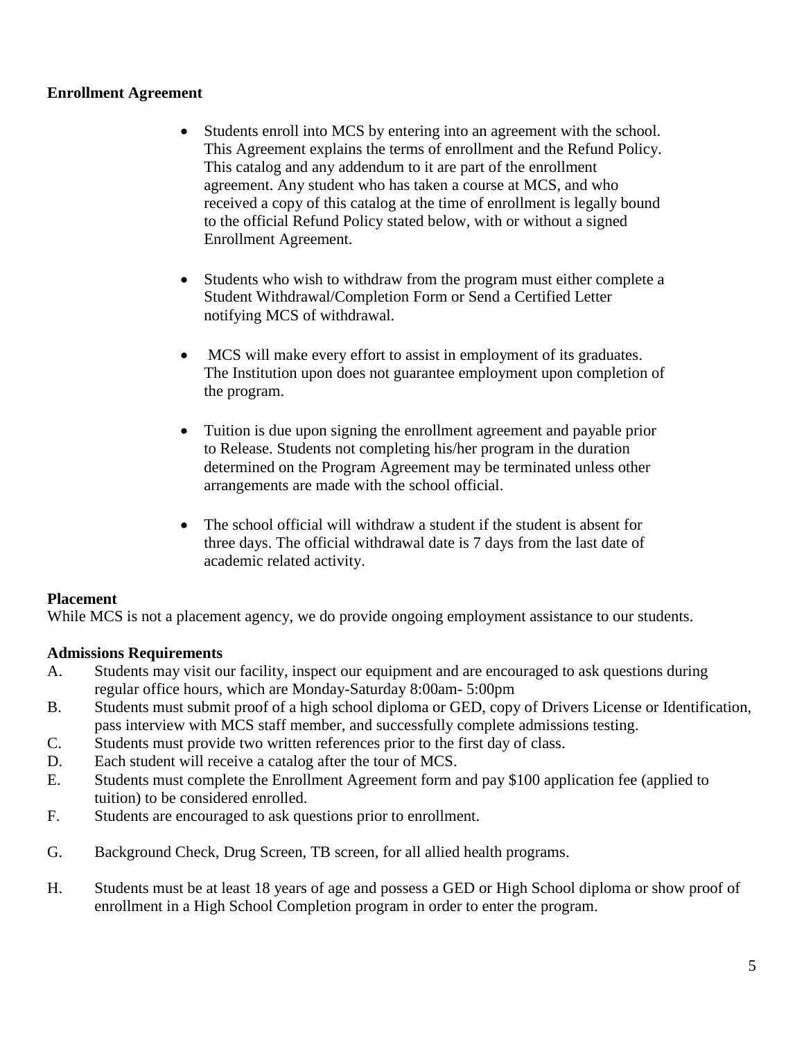**Enrollment Agreement**

- Students enroll into MCS by entering into an agreement with the school. This Agreement explains the terms of enrollment and the Refund Policy. This catalog and any addendum to it are part of the enrollment agreement. Any student who has taken a course at MCS, and who received a copy of this catalog at the time of enrollment is legally bound to the official Refund Policy stated below, with or without a signed Enrollment Agreement.

- Students who wish to withdraw from the program must either complete a Student Withdrawal/Completion Form or Send a Certified Letter notifying MCS of withdrawal.

- MCS will make every effort to assist in employment of its graduates. The Institution upon does not guarantee employment upon completion of the program.

- Tuition is due upon signing the enrollment agreement and payable prior to Release. Students not completing his/her program in the duration determined on the Program Agreement may be terminated unless other arrangements are made with the school official.

- The school official will withdraw a student if the student is absent for three days. The official withdrawal date is 7 days from the last date of academic related activity.

**Placement**

While MCS is not a placement agency, we do provide ongoing employment assistance to our students.

**Admissions Requirements**

A. Students may visit our facility, inspect our equipment and are encouraged to ask questions during regular office hours, which are Monday-Saturday 8:00am- 5:00pm

B. Students must submit proof of a high school diploma or GED, copy of Drivers License or Identification, pass interview with MCS staff member, and successfully complete admissions testing.

C. Students must provide two written references prior to the first day of class.

D. Each student will receive a catalog after the tour of MCS.

E. Students must complete the Enrollment Agreement form and pay $100 application fee (applied to tuition) to be considered enrolled.

F. Students are encouraged to ask questions prior to enrollment.

G. Background Check, Drug Screen, TB screen, for all allied health programs.

H. Students must be at least 18 years of age and possess a GED or High School diploma or show proof of enrollment in a High School Completion program in order to enter the program.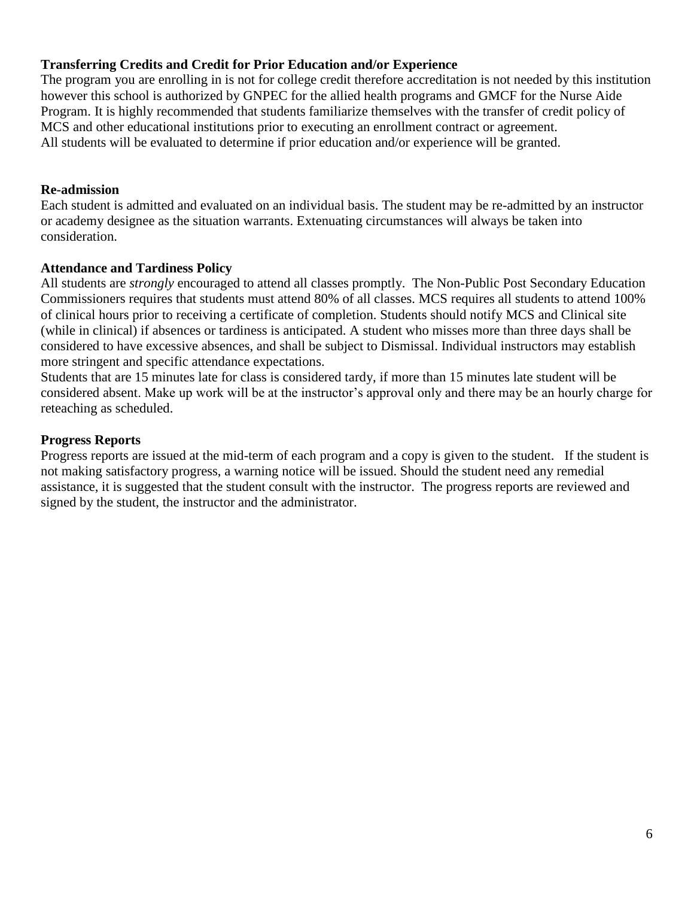**Transferring Credits and Credit for Prior Education and/or Experience**

The program you are enrolling in is not for college credit therefore accreditation is not needed by this institution however this school is authorized by GNPEC for the allied health programs and GMCF for the Nurse Aide Program. It is highly recommended that students familiarize themselves with the transfer of credit policy of MCS and other educational institutions prior to executing an enrollment contract or agreement.
All students will be evaluated to determine if prior education and/or experience will be granted.

**Re-admission**

Each student is admitted and evaluated on an individual basis. The student may be re-admitted by an instructor or academy designee as the situation warrants. Extenuating circumstances will always be taken into consideration.

**Attendance and Tardiness Policy**

All students are *strongly* encouraged to attend all classes promptly. The Non-Public Post Secondary Education Commissioners requires that students must attend 80% of all classes. MCS requires all students to attend 100% of clinical hours prior to receiving a certificate of completion. Students should notify MCS and Clinical site (while in clinical) if absences or tardiness is anticipated. A student who misses more than three days shall be considered to have excessive absences, and shall be subject to Dismissal. Individual instructors may establish more stringent and specific attendance expectations.
Students that are 15 minutes late for class is considered tardy, if more than 15 minutes late student will be considered absent. Make up work will be at the instructor's approval only and there may be an hourly charge for reteaching as scheduled.

**Progress Reports**

Progress reports are issued at the mid-term of each program and a copy is given to the student. If the student is not making satisfactory progress, a warning notice will be issued. Should the student need any remedial assistance, it is suggested that the student consult with the instructor. The progress reports are reviewed and signed by the student, the instructor and the administrator.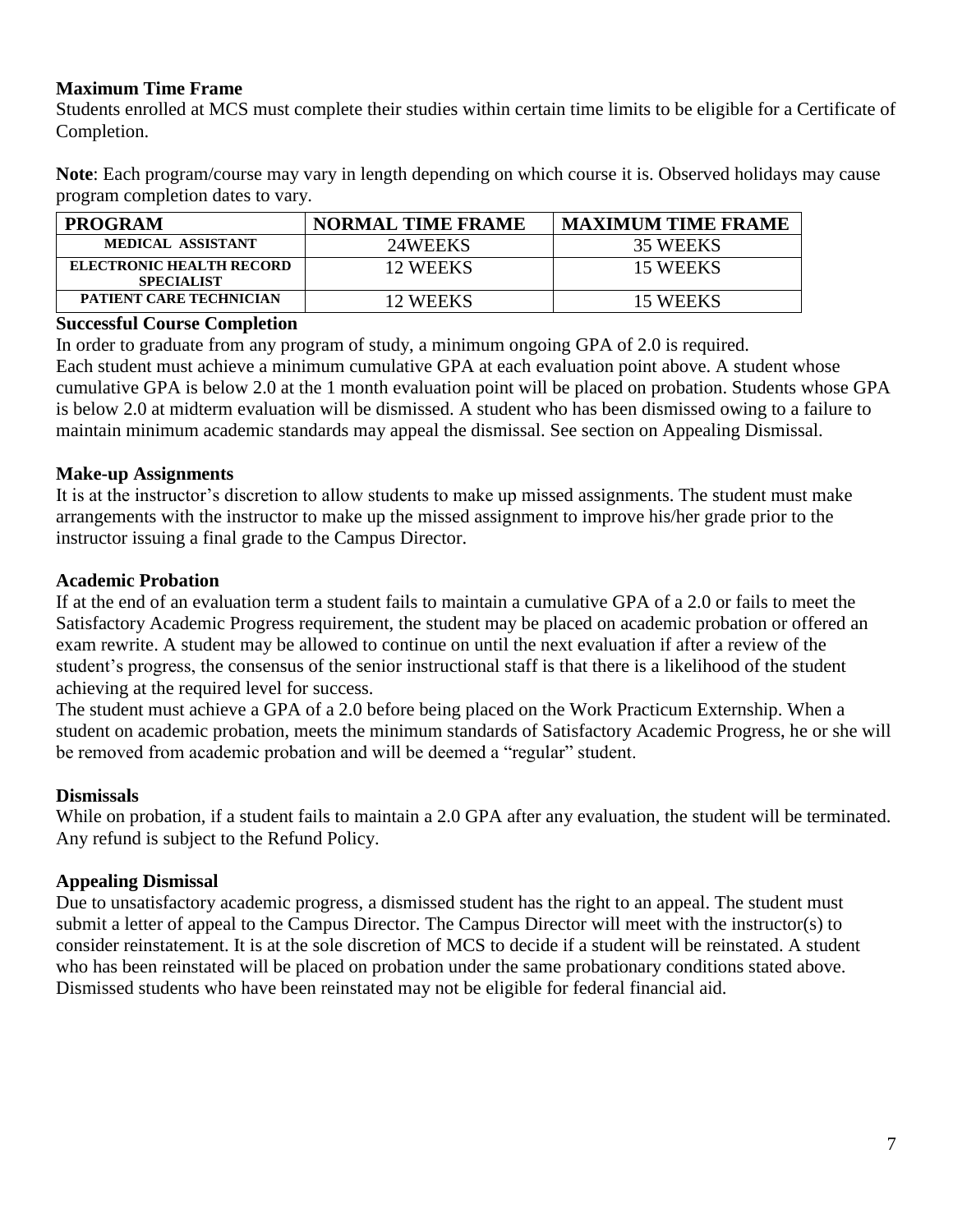**Maximum Time Frame**

Students enrolled at MCS must complete their studies within certain time limits to be eligible for a Certificate of Completion.

**Note**: Each program/course may vary in length depending on which course it is. Observed holidays may cause program completion dates to vary.

| PROGRAM | NORMAL TIME FRAME | MAXIMUM TIME FRAME |
|---|---|---|
| MEDICAL ASSISTANT | 24WEEKS | 35 WEEKS |
| ELECTRONIC HEALTH RECORD SPECIALIST | 12 WEEKS | 15 WEEKS |
| PATIENT CARE TECHNICIAN | 12 WEEKS | 15 WEEKS |

**Successful Course Completion**

In order to graduate from any program of study, a minimum ongoing GPA of 2.0 is required.
Each student must achieve a minimum cumulative GPA at each evaluation point above. A student whose cumulative GPA is below 2.0 at the 1 month evaluation point will be placed on probation. Students whose GPA is below 2.0 at midterm evaluation will be dismissed. A student who has been dismissed owing to a failure to maintain minimum academic standards may appeal the dismissal. See section on Appealing Dismissal.

**Make-up Assignments**

It is at the instructor's discretion to allow students to make up missed assignments. The student must make arrangements with the instructor to make up the missed assignment to improve his/her grade prior to the instructor issuing a final grade to the Campus Director.

**Academic Probation**

If at the end of an evaluation term a student fails to maintain a cumulative GPA of a 2.0 or fails to meet the Satisfactory Academic Progress requirement, the student may be placed on academic probation or offered an exam rewrite. A student may be allowed to continue on until the next evaluation if after a review of the student's progress, the consensus of the senior instructional staff is that there is a likelihood of the student achieving at the required level for success.
The student must achieve a GPA of a 2.0 before being placed on the Work Practicum Externship. When a student on academic probation, meets the minimum standards of Satisfactory Academic Progress, he or she will be removed from academic probation and will be deemed a "regular" student.

**Dismissals**

While on probation, if a student fails to maintain a 2.0 GPA after any evaluation, the student will be terminated. Any refund is subject to the Refund Policy.

**Appealing Dismissal**

Due to unsatisfactory academic progress, a dismissed student has the right to an appeal. The student must submit a letter of appeal to the Campus Director. The Campus Director will meet with the instructor(s) to consider reinstatement. It is at the sole discretion of MCS to decide if a student will be reinstated. A student who has been reinstated will be placed on probation under the same probationary conditions stated above. Dismissed students who have been reinstated may not be eligible for federal financial aid.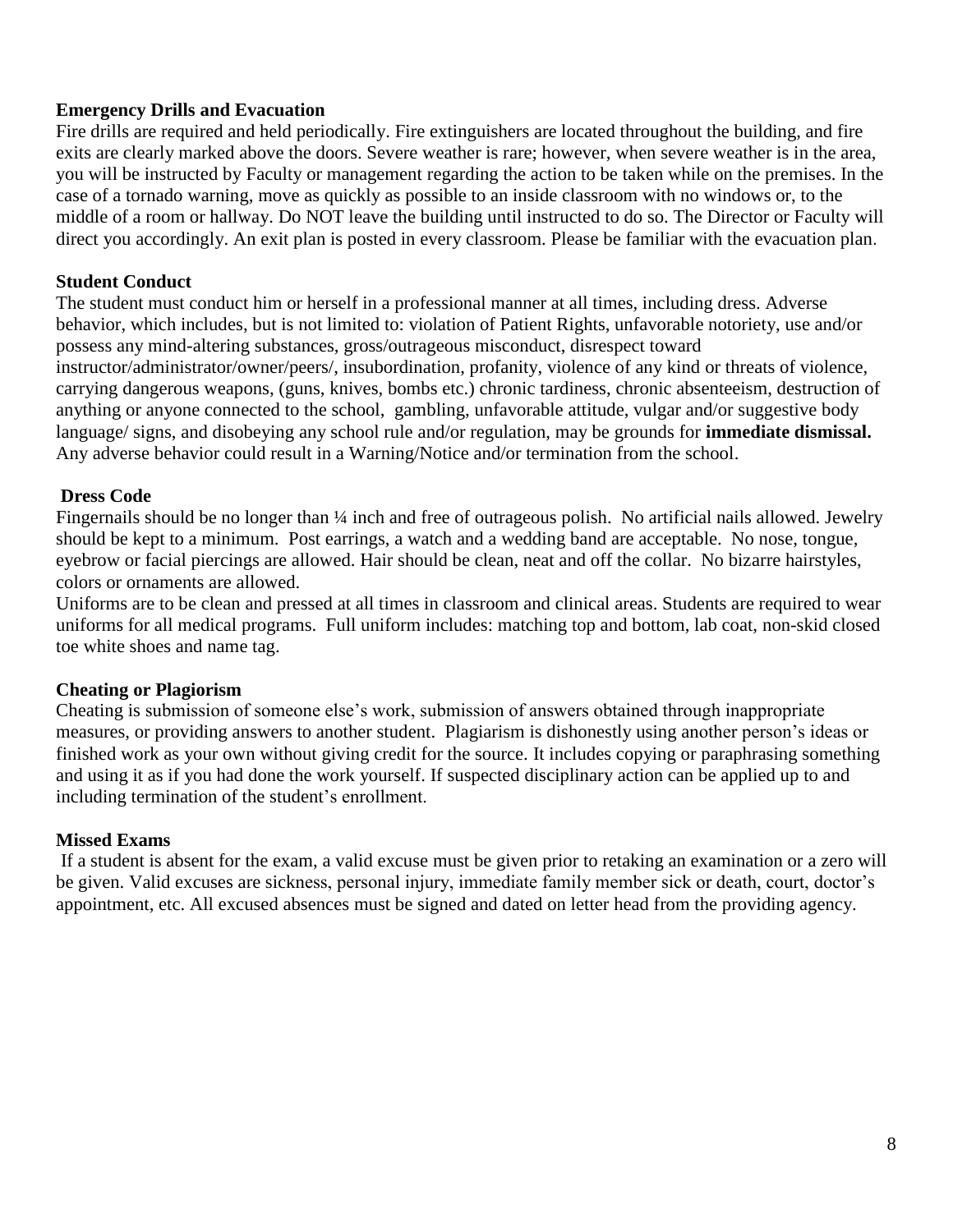**Emergency Drills and Evacuation**

Fire drills are required and held periodically. Fire extinguishers are located throughout the building, and fire exits are clearly marked above the doors. Severe weather is rare; however, when severe weather is in the area, you will be instructed by Faculty or management regarding the action to be taken while on the premises. In the case of a tornado warning, move as quickly as possible to an inside classroom with no windows or, to the middle of a room or hallway. Do NOT leave the building until instructed to do so. The Director or Faculty will direct you accordingly. An exit plan is posted in every classroom. Please be familiar with the evacuation plan.

**Student Conduct**

The student must conduct him or herself in a professional manner at all times, including dress. Adverse behavior, which includes, but is not limited to: violation of Patient Rights, unfavorable notoriety, use and/or possess any mind-altering substances, gross/outrageous misconduct, disrespect toward instructor/administrator/owner/peers/, insubordination, profanity, violence of any kind or threats of violence, carrying dangerous weapons, (guns, knives, bombs etc.) chronic tardiness, chronic absenteeism, destruction of anything or anyone connected to the school, gambling, unfavorable attitude, vulgar and/or suggestive body language/ signs, and disobeying any school rule and/or regulation, may be grounds for **immediate dismissal.** Any adverse behavior could result in a Warning/Notice and/or termination from the school.

**Dress Code**

Fingernails should be no longer than ¼ inch and free of outrageous polish. No artificial nails allowed. Jewelry should be kept to a minimum. Post earrings, a watch and a wedding band are acceptable. No nose, tongue, eyebrow or facial piercings are allowed. Hair should be clean, neat and off the collar. No bizarre hairstyles, colors or ornaments are allowed.

Uniforms are to be clean and pressed at all times in classroom and clinical areas. Students are required to wear uniforms for all medical programs. Full uniform includes: matching top and bottom, lab coat, non-skid closed toe white shoes and name tag.

**Cheating or Plagiorism**

Cheating is submission of someone else's work, submission of answers obtained through inappropriate measures, or providing answers to another student. Plagiarism is dishonestly using another person's ideas or finished work as your own without giving credit for the source. It includes copying or paraphrasing something and using it as if you had done the work yourself. If suspected disciplinary action can be applied up to and including termination of the student's enrollment.

**Missed Exams**

If a student is absent for the exam, a valid excuse must be given prior to retaking an examination or a zero will be given. Valid excuses are sickness, personal injury, immediate family member sick or death, court, doctor's appointment, etc. All excused absences must be signed and dated on letter head from the providing agency.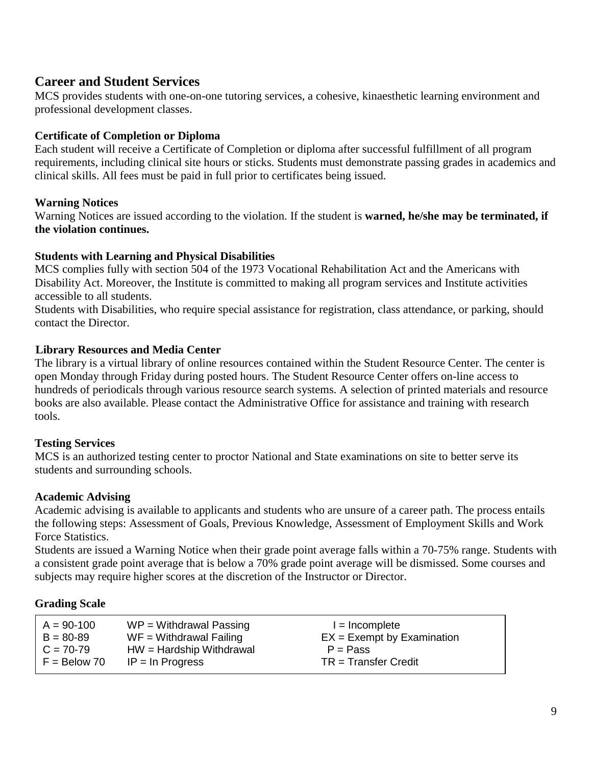## Career and Student Services

MCS provides students with one-on-one tutoring services, a cohesive, kinaesthetic learning environment and professional development classes.

### Certificate of Completion or Diploma

Each student will receive a Certificate of Completion or diploma after successful fulfillment of all program requirements, including clinical site hours or sticks. Students must demonstrate passing grades in academics and clinical skills. All fees must be paid in full prior to certificates being issued.

### Warning Notices

Warning Notices are issued according to the violation. If the student is **warned, he/she may be terminated, if the violation continues.**

### Students with Learning and Physical Disabilities

MCS complies fully with section 504 of the 1973 Vocational Rehabilitation Act and the Americans with Disability Act. Moreover, the Institute is committed to making all program services and Institute activities accessible to all students.

Students with Disabilities, who require special assistance for registration, class attendance, or parking, should contact the Director.

### Library Resources and Media Center

The library is a virtual library of online resources contained within the Student Resource Center. The center is open Monday through Friday during posted hours. The Student Resource Center offers on-line access to hundreds of periodicals through various resource search systems. A selection of printed materials and resource books are also available. Please contact the Administrative Office for assistance and training with research tools.

### Testing Services

MCS is an authorized testing center to proctor National and State examinations on site to better serve its students and surrounding schools.

### Academic Advising

Academic advising is available to applicants and students who are unsure of a career path. The process entails the following steps: Assessment of Goals, Previous Knowledge, Assessment of Employment Skills and Work Force Statistics.

Students are issued a Warning Notice when their grade point average falls within a 70-75% range. Students with a consistent grade point average that is below a 70% grade point average will be dismissed. Some courses and subjects may require higher scores at the discretion of the Instructor or Director.

### Grading Scale

| | | |
|---|---|---|
| A = 90-100 | WP = Withdrawal Passing | I = Incomplete |
| B = 80-89 | WF = Withdrawal Failing | EX = Exempt by Examination |
| C = 70-79 | HW = Hardship Withdrawal | P = Pass |
| F = Below 70 | IP = In Progress | TR = Transfer Credit |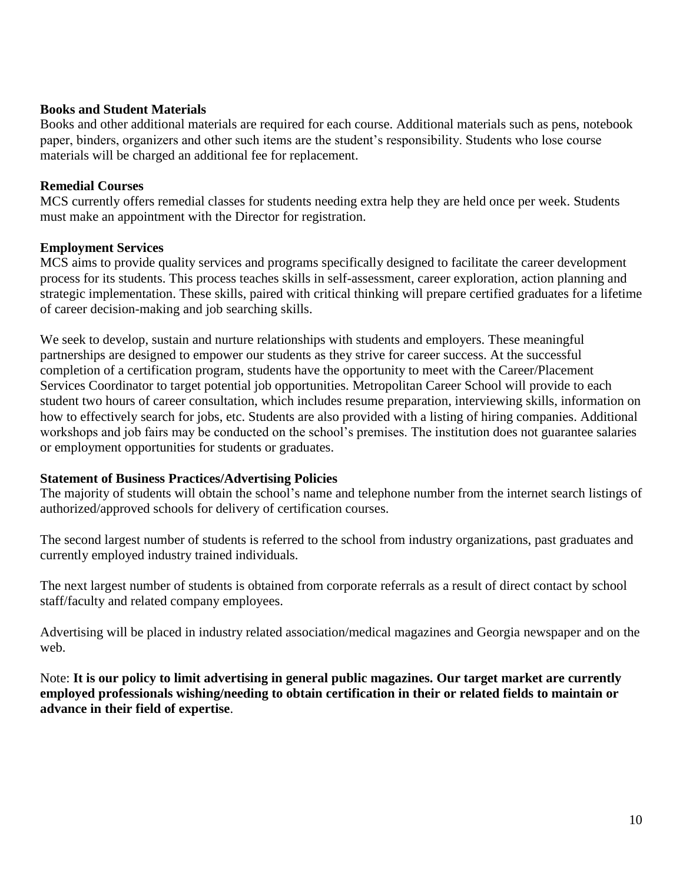**Books and Student Materials**

Books and other additional materials are required for each course. Additional materials such as pens, notebook paper, binders, organizers and other such items are the student's responsibility. Students who lose course materials will be charged an additional fee for replacement.

**Remedial Courses**

MCS currently offers remedial classes for students needing extra help they are held once per week. Students must make an appointment with the Director for registration.

**Employment Services**

MCS aims to provide quality services and programs specifically designed to facilitate the career development process for its students. This process teaches skills in self-assessment, career exploration, action planning and strategic implementation. These skills, paired with critical thinking will prepare certified graduates for a lifetime of career decision-making and job searching skills.

We seek to develop, sustain and nurture relationships with students and employers. These meaningful partnerships are designed to empower our students as they strive for career success. At the successful completion of a certification program, students have the opportunity to meet with the Career/Placement Services Coordinator to target potential job opportunities. Metropolitan Career School will provide to each student two hours of career consultation, which includes resume preparation, interviewing skills, information on how to effectively search for jobs, etc. Students are also provided with a listing of hiring companies. Additional workshops and job fairs may be conducted on the school's premises. The institution does not guarantee salaries or employment opportunities for students or graduates.

**Statement of Business Practices/Advertising Policies**

The majority of students will obtain the school's name and telephone number from the internet search listings of authorized/approved schools for delivery of certification courses.

The second largest number of students is referred to the school from industry organizations, past graduates and currently employed industry trained individuals.

The next largest number of students is obtained from corporate referrals as a result of direct contact by school staff/faculty and related company employees.

Advertising will be placed in industry related association/medical magazines and Georgia newspaper and on the web.

Note: **It is our policy to limit advertising in general public magazines. Our target market are currently employed professionals wishing/needing to obtain certification in their or related fields to maintain or advance in their field of expertise**.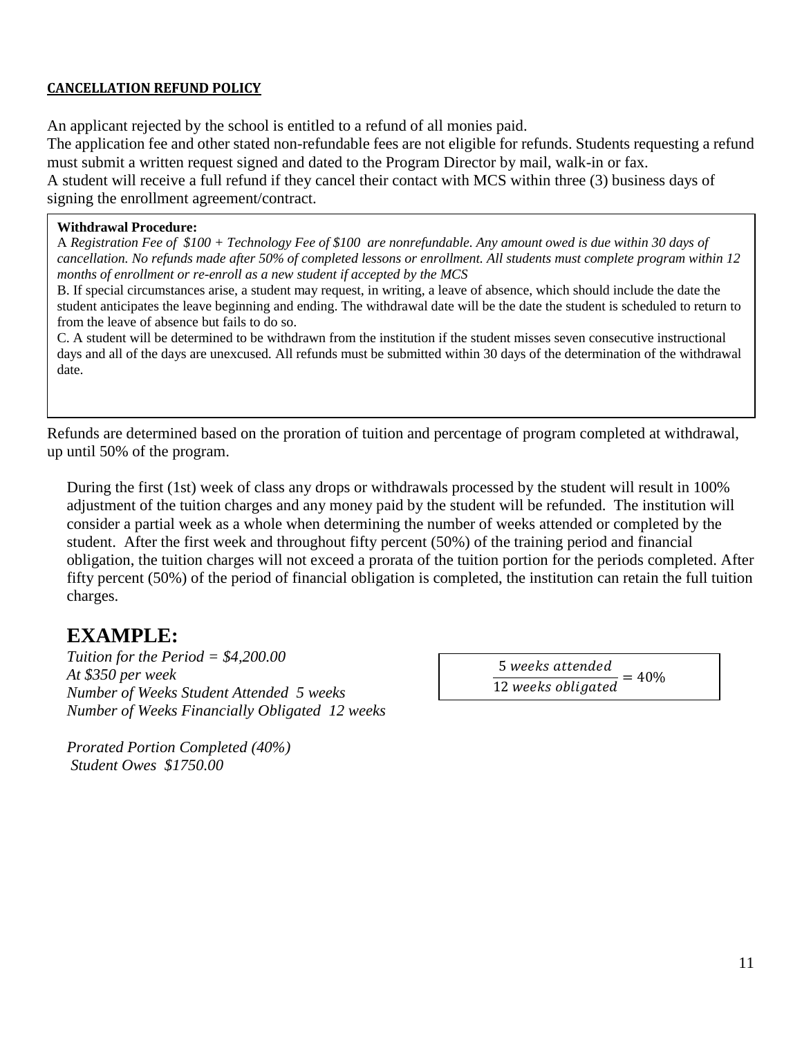**CANCELLATION REFUND POLICY**

An applicant rejected by the school is entitled to a refund of all monies paid.
The application fee and other stated non-refundable fees are not eligible for refunds. Students requesting a refund must submit a written request signed and dated to the Program Director by mail, walk-in or fax.
A student will receive a full refund if they cancel their contact with MCS within three (3) business days of signing the enrollment agreement/contract.

**Withdrawal Procedure:**

A *Registration Fee of $100 + Technology Fee of $100 are nonrefundable. Any amount owed is due within 30 days of cancellation. No refunds made after 50% of completed lessons or enrollment. All students must complete program within 12 months of enrollment or re-enroll as a new student if accepted by the MCS*

B. If special circumstances arise, a student may request, in writing, a leave of absence, which should include the date the student anticipates the leave beginning and ending. The withdrawal date will be the date the student is scheduled to return to from the leave of absence but fails to do so.

C. A student will be determined to be withdrawn from the institution if the student misses seven consecutive instructional days and all of the days are unexcused. All refunds must be submitted within 30 days of the determination of the withdrawal date.

Refunds are determined based on the proration of tuition and percentage of program completed at withdrawal, up until 50% of the program.

During the first (1st) week of class any drops or withdrawals processed by the student will result in 100% adjustment of the tuition charges and any money paid by the student will be refunded. The institution will consider a partial week as a whole when determining the number of weeks attended or completed by the student. After the first week and throughout fifty percent (50%) of the training period and financial obligation, the tuition charges will not exceed a prorata of the tuition portion for the periods completed. After fifty percent (50%) of the period of financial obligation is completed, the institution can retain the full tuition charges.

# EXAMPLE:

*Tuition for the Period = $4,200.00*
*At $350 per week*
*Number of Weeks Student Attended 5 weeks*
*Number of Weeks Financially Obligated 12 weeks*

$$\frac{5\ weeks\ attended}{12\ weeks\ obligated} = 40\%$$

*Prorated Portion Completed (40%)*
*Student Owes $1750.00*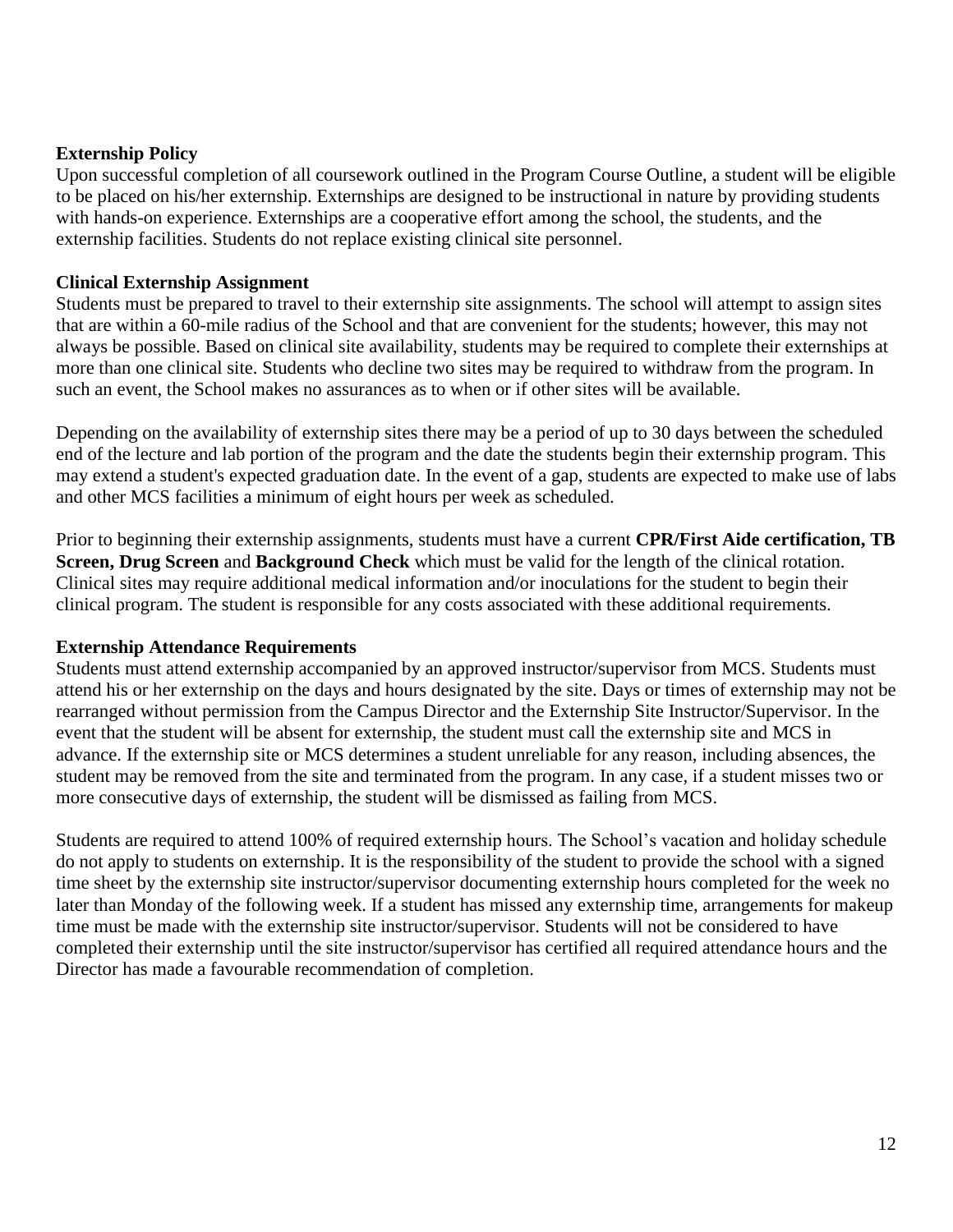**Externship Policy**

Upon successful completion of all coursework outlined in the Program Course Outline, a student will be eligible to be placed on his/her externship. Externships are designed to be instructional in nature by providing students with hands-on experience. Externships are a cooperative effort among the school, the students, and the externship facilities. Students do not replace existing clinical site personnel.

**Clinical Externship Assignment**

Students must be prepared to travel to their externship site assignments. The school will attempt to assign sites that are within a 60-mile radius of the School and that are convenient for the students; however, this may not always be possible. Based on clinical site availability, students may be required to complete their externships at more than one clinical site. Students who decline two sites may be required to withdraw from the program. In such an event, the School makes no assurances as to when or if other sites will be available.

Depending on the availability of externship sites there may be a period of up to 30 days between the scheduled end of the lecture and lab portion of the program and the date the students begin their externship program. This may extend a student's expected graduation date. In the event of a gap, students are expected to make use of labs and other MCS facilities a minimum of eight hours per week as scheduled.

Prior to beginning their externship assignments, students must have a current **CPR/First Aide certification, TB Screen, Drug Screen** and **Background Check** which must be valid for the length of the clinical rotation. Clinical sites may require additional medical information and/or inoculations for the student to begin their clinical program. The student is responsible for any costs associated with these additional requirements.

**Externship Attendance Requirements**

Students must attend externship accompanied by an approved instructor/supervisor from MCS. Students must attend his or her externship on the days and hours designated by the site. Days or times of externship may not be rearranged without permission from the Campus Director and the Externship Site Instructor/Supervisor. In the event that the student will be absent for externship, the student must call the externship site and MCS in advance. If the externship site or MCS determines a student unreliable for any reason, including absences, the student may be removed from the site and terminated from the program. In any case, if a student misses two or more consecutive days of externship, the student will be dismissed as failing from MCS.

Students are required to attend 100% of required externship hours. The School's vacation and holiday schedule do not apply to students on externship. It is the responsibility of the student to provide the school with a signed time sheet by the externship site instructor/supervisor documenting externship hours completed for the week no later than Monday of the following week. If a student has missed any externship time, arrangements for makeup time must be made with the externship site instructor/supervisor. Students will not be considered to have completed their externship until the site instructor/supervisor has certified all required attendance hours and the Director has made a favourable recommendation of completion.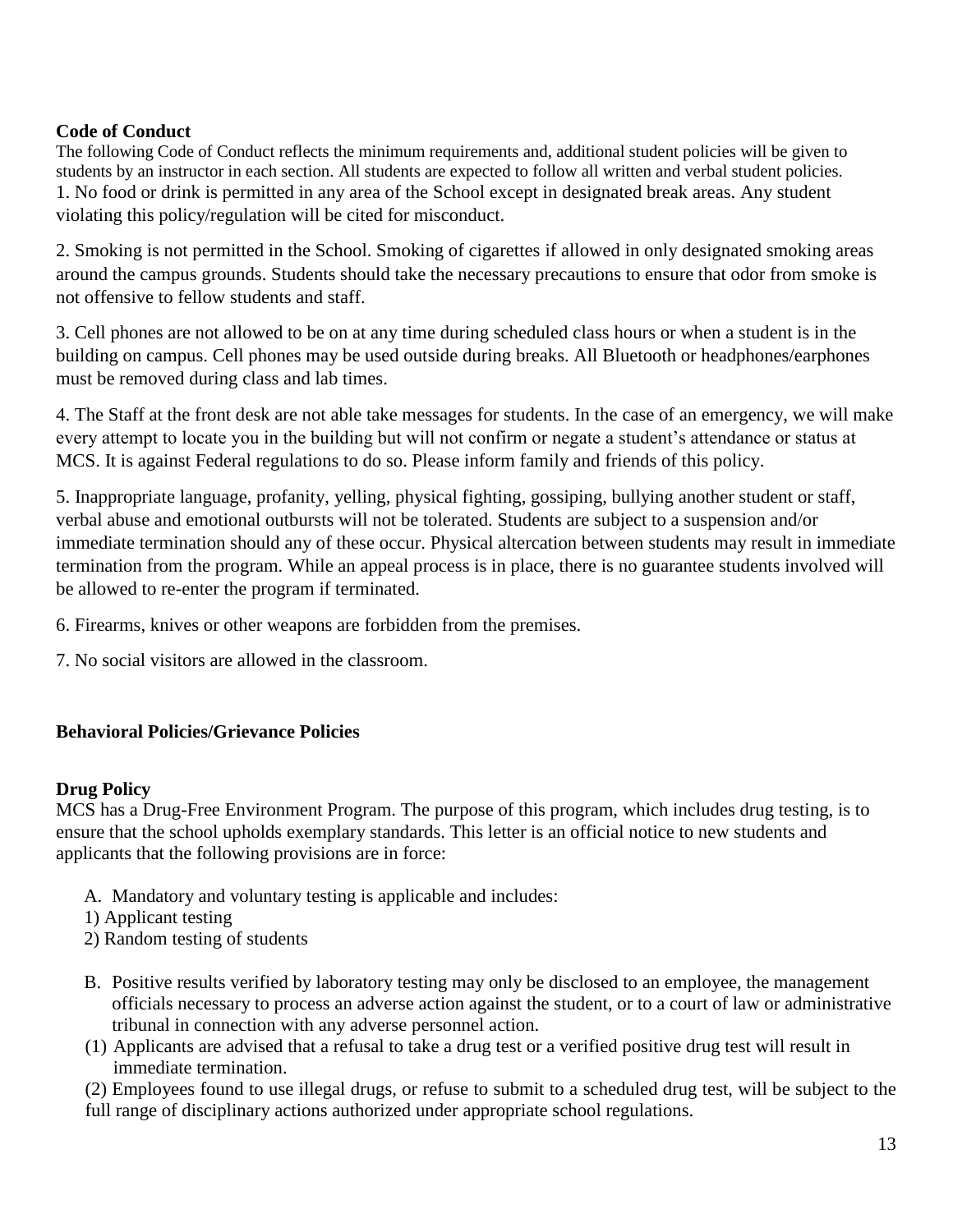**Code of Conduct**

The following Code of Conduct reflects the minimum requirements and, additional student policies will be given to students by an instructor in each section. All students are expected to follow all written and verbal student policies.

1. No food or drink is permitted in any area of the School except in designated break areas. Any student violating this policy/regulation will be cited for misconduct.

2. Smoking is not permitted in the School. Smoking of cigarettes if allowed in only designated smoking areas around the campus grounds. Students should take the necessary precautions to ensure that odor from smoke is not offensive to fellow students and staff.

3. Cell phones are not allowed to be on at any time during scheduled class hours or when a student is in the building on campus. Cell phones may be used outside during breaks. All Bluetooth or headphones/earphones must be removed during class and lab times.

4. The Staff at the front desk are not able take messages for students. In the case of an emergency, we will make every attempt to locate you in the building but will not confirm or negate a student's attendance or status at MCS. It is against Federal regulations to do so. Please inform family and friends of this policy.

5. Inappropriate language, profanity, yelling, physical fighting, gossiping, bullying another student or staff, verbal abuse and emotional outbursts will not be tolerated. Students are subject to a suspension and/or immediate termination should any of these occur. Physical altercation between students may result in immediate termination from the program. While an appeal process is in place, there is no guarantee students involved will be allowed to re-enter the program if terminated.

6. Firearms, knives or other weapons are forbidden from the premises.

7. No social visitors are allowed in the classroom.

**Behavioral Policies/Grievance Policies**

**Drug Policy**

MCS has a Drug-Free Environment Program. The purpose of this program, which includes drug testing, is to ensure that the school upholds exemplary standards. This letter is an official notice to new students and applicants that the following provisions are in force:

A. Mandatory and voluntary testing is applicable and includes:
1) Applicant testing
2) Random testing of students

B. Positive results verified by laboratory testing may only be disclosed to an employee, the management officials necessary to process an adverse action against the student, or to a court of law or administrative tribunal in connection with any adverse personnel action.

(1) Applicants are advised that a refusal to take a drug test or a verified positive drug test will result in immediate termination.

(2) Employees found to use illegal drugs, or refuse to submit to a scheduled drug test, will be subject to the full range of disciplinary actions authorized under appropriate school regulations.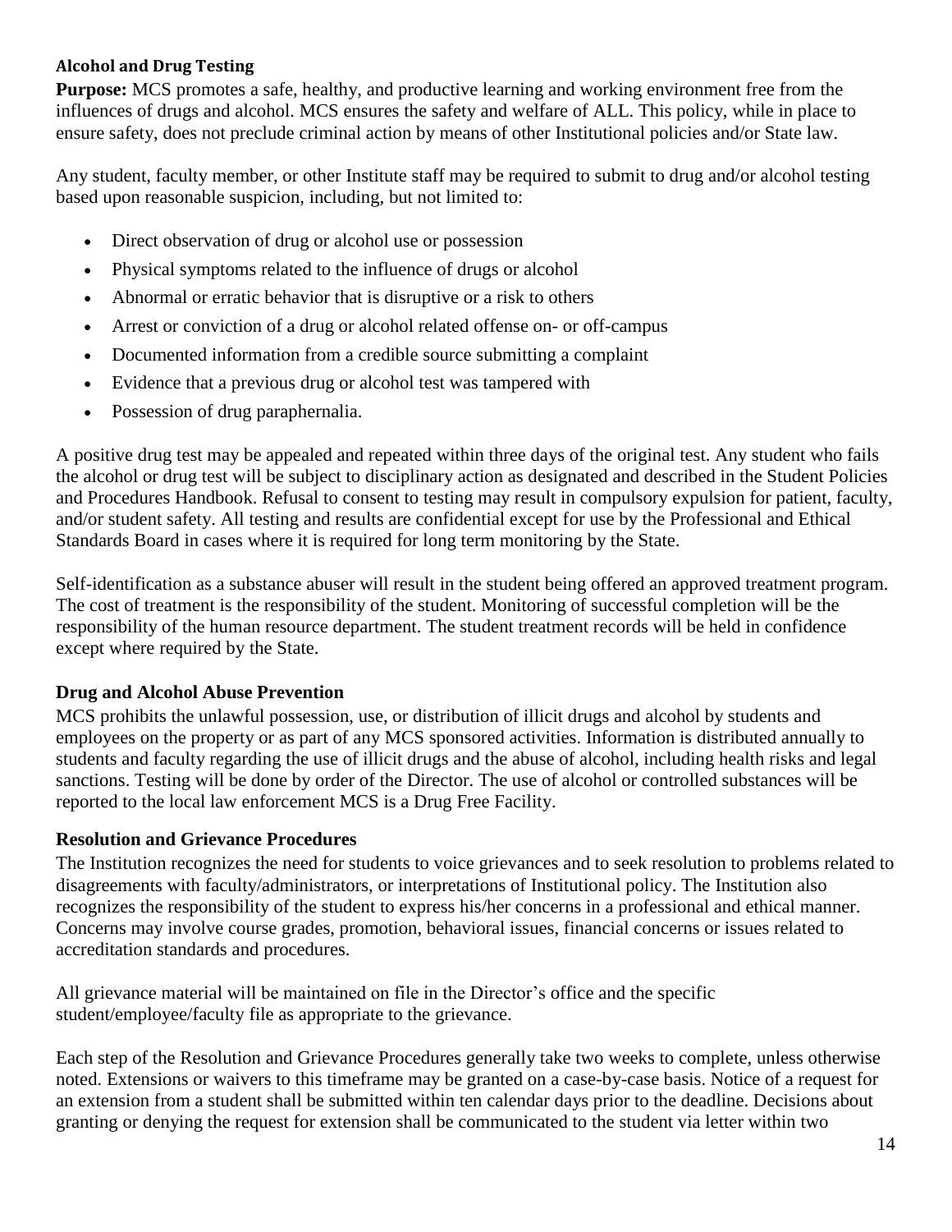### Alcohol and Drug Testing

**Purpose:** MCS promotes a safe, healthy, and productive learning and working environment free from the influences of drugs and alcohol. MCS ensures the safety and welfare of ALL. This policy, while in place to ensure safety, does not preclude criminal action by means of other Institutional policies and/or State law.

Any student, faculty member, or other Institute staff may be required to submit to drug and/or alcohol testing based upon reasonable suspicion, including, but not limited to:

- Direct observation of drug or alcohol use or possession
- Physical symptoms related to the influence of drugs or alcohol
- Abnormal or erratic behavior that is disruptive or a risk to others
- Arrest or conviction of a drug or alcohol related offense on- or off-campus
- Documented information from a credible source submitting a complaint
- Evidence that a previous drug or alcohol test was tampered with
- Possession of drug paraphernalia.

A positive drug test may be appealed and repeated within three days of the original test. Any student who fails the alcohol or drug test will be subject to disciplinary action as designated and described in the Student Policies and Procedures Handbook. Refusal to consent to testing may result in compulsory expulsion for patient, faculty, and/or student safety. All testing and results are confidential except for use by the Professional and Ethical Standards Board in cases where it is required for long term monitoring by the State.

Self-identification as a substance abuser will result in the student being offered an approved treatment program. The cost of treatment is the responsibility of the student. Monitoring of successful completion will be the responsibility of the human resource department. The student treatment records will be held in confidence except where required by the State.

### Drug and Alcohol Abuse Prevention

MCS prohibits the unlawful possession, use, or distribution of illicit drugs and alcohol by students and employees on the property or as part of any MCS sponsored activities. Information is distributed annually to students and faculty regarding the use of illicit drugs and the abuse of alcohol, including health risks and legal sanctions. Testing will be done by order of the Director. The use of alcohol or controlled substances will be reported to the local law enforcement MCS is a Drug Free Facility.

### Resolution and Grievance Procedures

The Institution recognizes the need for students to voice grievances and to seek resolution to problems related to disagreements with faculty/administrators, or interpretations of Institutional policy. The Institution also recognizes the responsibility of the student to express his/her concerns in a professional and ethical manner. Concerns may involve course grades, promotion, behavioral issues, financial concerns or issues related to accreditation standards and procedures.

All grievance material will be maintained on file in the Director's office and the specific student/employee/faculty file as appropriate to the grievance.

Each step of the Resolution and Grievance Procedures generally take two weeks to complete, unless otherwise noted. Extensions or waivers to this timeframe may be granted on a case-by-case basis. Notice of a request for an extension from a student shall be submitted within ten calendar days prior to the deadline. Decisions about granting or denying the request for extension shall be communicated to the student via letter within two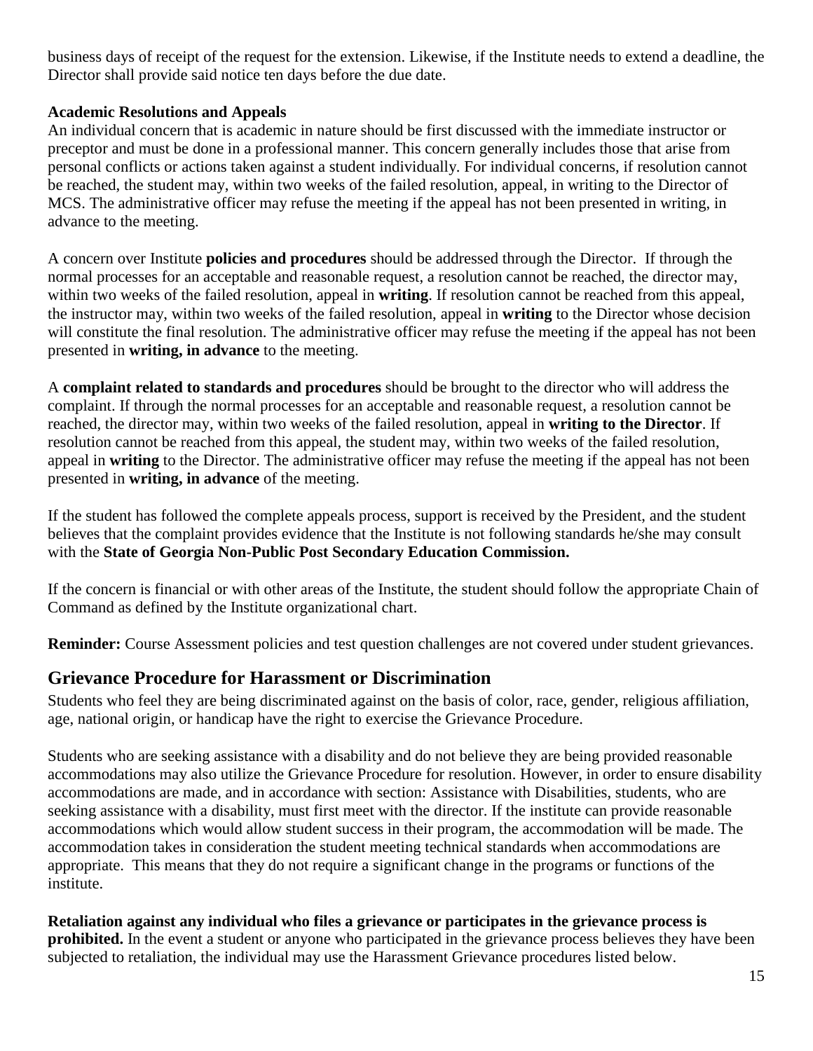business days of receipt of the request for the extension. Likewise, if the Institute needs to extend a deadline, the Director shall provide said notice ten days before the due date.

**Academic Resolutions and Appeals**

An individual concern that is academic in nature should be first discussed with the immediate instructor or preceptor and must be done in a professional manner. This concern generally includes those that arise from personal conflicts or actions taken against a student individually. For individual concerns, if resolution cannot be reached, the student may, within two weeks of the failed resolution, appeal, in writing to the Director of MCS. The administrative officer may refuse the meeting if the appeal has not been presented in writing, in advance to the meeting.

A concern over Institute **policies and procedures** should be addressed through the Director. If through the normal processes for an acceptable and reasonable request, a resolution cannot be reached, the director may, within two weeks of the failed resolution, appeal in **writing**. If resolution cannot be reached from this appeal, the instructor may, within two weeks of the failed resolution, appeal in **writing** to the Director whose decision will constitute the final resolution. The administrative officer may refuse the meeting if the appeal has not been presented in **writing, in advance** to the meeting.

A **complaint related to standards and procedures** should be brought to the director who will address the complaint. If through the normal processes for an acceptable and reasonable request, a resolution cannot be reached, the director may, within two weeks of the failed resolution, appeal in **writing to the Director**. If resolution cannot be reached from this appeal, the student may, within two weeks of the failed resolution, appeal in **writing** to the Director. The administrative officer may refuse the meeting if the appeal has not been presented in **writing, in advance** of the meeting.

If the student has followed the complete appeals process, support is received by the President, and the student believes that the complaint provides evidence that the Institute is not following standards he/she may consult with the **State of Georgia Non-Public Post Secondary Education Commission.**

If the concern is financial or with other areas of the Institute, the student should follow the appropriate Chain of Command as defined by the Institute organizational chart.

**Reminder:** Course Assessment policies and test question challenges are not covered under student grievances.

## Grievance Procedure for Harassment or Discrimination

Students who feel they are being discriminated against on the basis of color, race, gender, religious affiliation, age, national origin, or handicap have the right to exercise the Grievance Procedure.

Students who are seeking assistance with a disability and do not believe they are being provided reasonable accommodations may also utilize the Grievance Procedure for resolution. However, in order to ensure disability accommodations are made, and in accordance with section: Assistance with Disabilities, students, who are seeking assistance with a disability, must first meet with the director. If the institute can provide reasonable accommodations which would allow student success in their program, the accommodation will be made. The accommodation takes in consideration the student meeting technical standards when accommodations are appropriate. This means that they do not require a significant change in the programs or functions of the institute.

**Retaliation against any individual who files a grievance or participates in the grievance process is prohibited.** In the event a student or anyone who participated in the grievance process believes they have been subjected to retaliation, the individual may use the Harassment Grievance procedures listed below.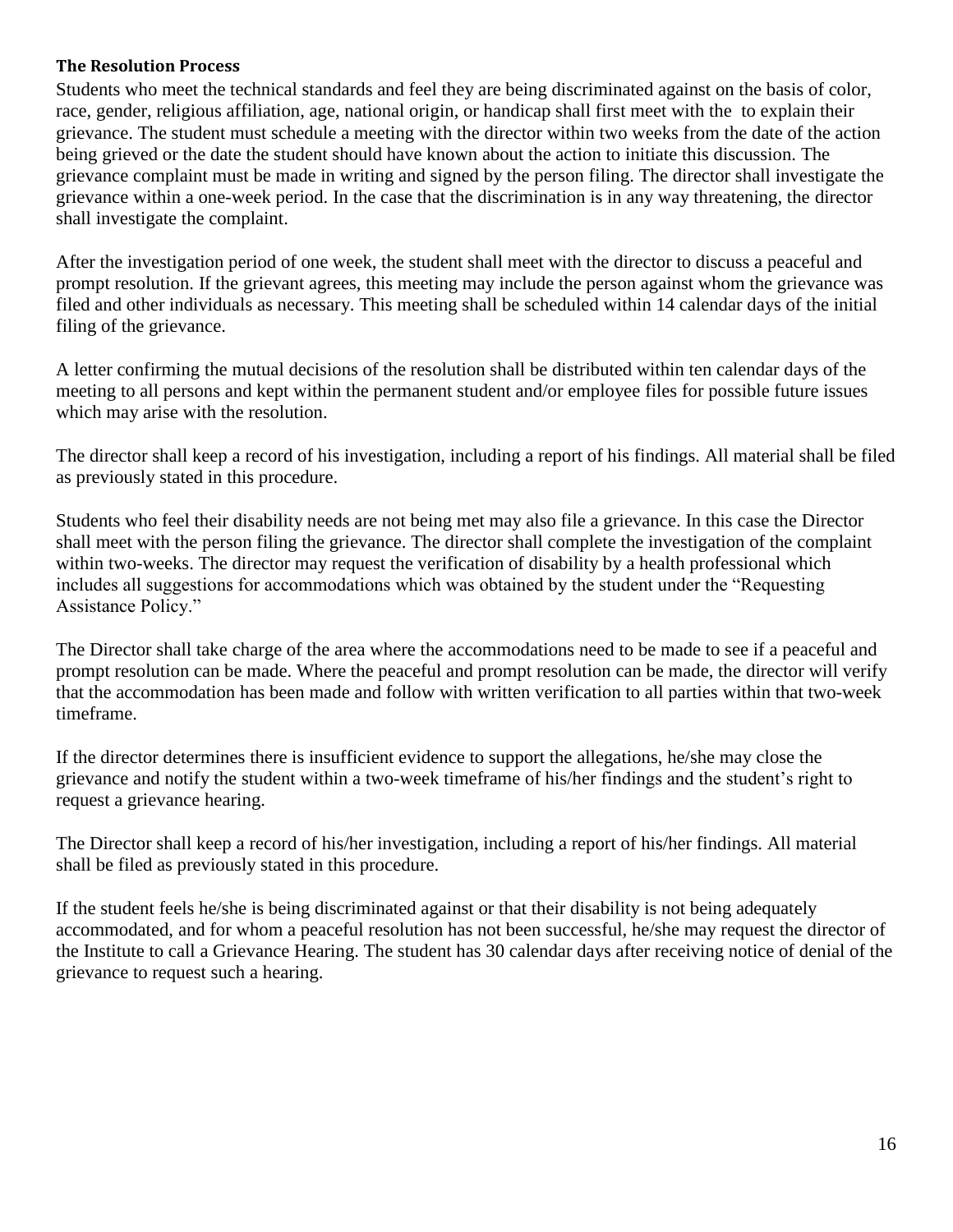**The Resolution Process**

Students who meet the technical standards and feel they are being discriminated against on the basis of color, race, gender, religious affiliation, age, national origin, or handicap shall first meet with the  to explain their grievance. The student must schedule a meeting with the director within two weeks from the date of the action being grieved or the date the student should have known about the action to initiate this discussion. The grievance complaint must be made in writing and signed by the person filing. The director shall investigate the grievance within a one-week period. In the case that the discrimination is in any way threatening, the director shall investigate the complaint.

After the investigation period of one week, the student shall meet with the director to discuss a peaceful and prompt resolution. If the grievant agrees, this meeting may include the person against whom the grievance was filed and other individuals as necessary. This meeting shall be scheduled within 14 calendar days of the initial filing of the grievance.

A letter confirming the mutual decisions of the resolution shall be distributed within ten calendar days of the meeting to all persons and kept within the permanent student and/or employee files for possible future issues which may arise with the resolution.

The director shall keep a record of his investigation, including a report of his findings. All material shall be filed as previously stated in this procedure.

Students who feel their disability needs are not being met may also file a grievance. In this case the Director shall meet with the person filing the grievance. The director shall complete the investigation of the complaint within two-weeks. The director may request the verification of disability by a health professional which includes all suggestions for accommodations which was obtained by the student under the "Requesting Assistance Policy."

The Director shall take charge of the area where the accommodations need to be made to see if a peaceful and prompt resolution can be made. Where the peaceful and prompt resolution can be made, the director will verify that the accommodation has been made and follow with written verification to all parties within that two-week timeframe.

If the director determines there is insufficient evidence to support the allegations, he/she may close the grievance and notify the student within a two-week timeframe of his/her findings and the student's right to request a grievance hearing.

The Director shall keep a record of his/her investigation, including a report of his/her findings. All material shall be filed as previously stated in this procedure.

If the student feels he/she is being discriminated against or that their disability is not being adequately accommodated, and for whom a peaceful resolution has not been successful, he/she may request the director of the Institute to call a Grievance Hearing. The student has 30 calendar days after receiving notice of denial of the grievance to request such a hearing.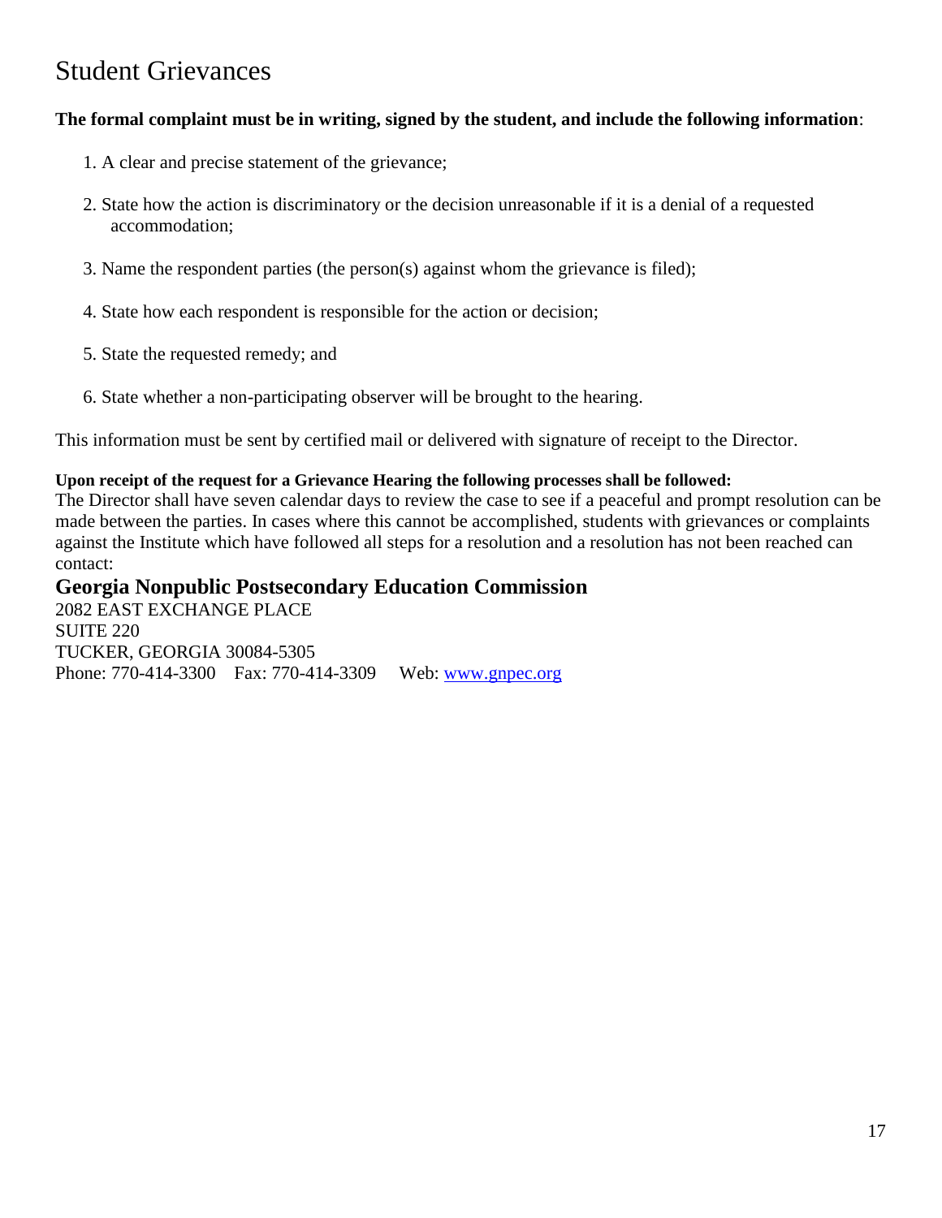# Student Grievances

**The formal complaint must be in writing, signed by the student, and include the following information**:

1. A clear and precise statement of the grievance;
2. State how the action is discriminatory or the decision unreasonable if it is a denial of a requested accommodation;
3. Name the respondent parties (the person(s) against whom the grievance is filed);
4. State how each respondent is responsible for the action or decision;
5. State the requested remedy; and
6. State whether a non-participating observer will be brought to the hearing.

This information must be sent by certified mail or delivered with signature of receipt to the Director.

**Upon receipt of the request for a Grievance Hearing the following processes shall be followed:**
The Director shall have seven calendar days to review the case to see if a peaceful and prompt resolution can be made between the parties. In cases where this cannot be accomplished, students with grievances or complaints against the Institute which have followed all steps for a resolution and a resolution has not been reached can contact:

**Georgia Nonpublic Postsecondary Education Commission**
2082 EAST EXCHANGE PLACE
SUITE 220
TUCKER, GEORGIA 30084-5305
Phone: 770-414-3300 Fax: 770-414-3309 Web: www.gnpec.org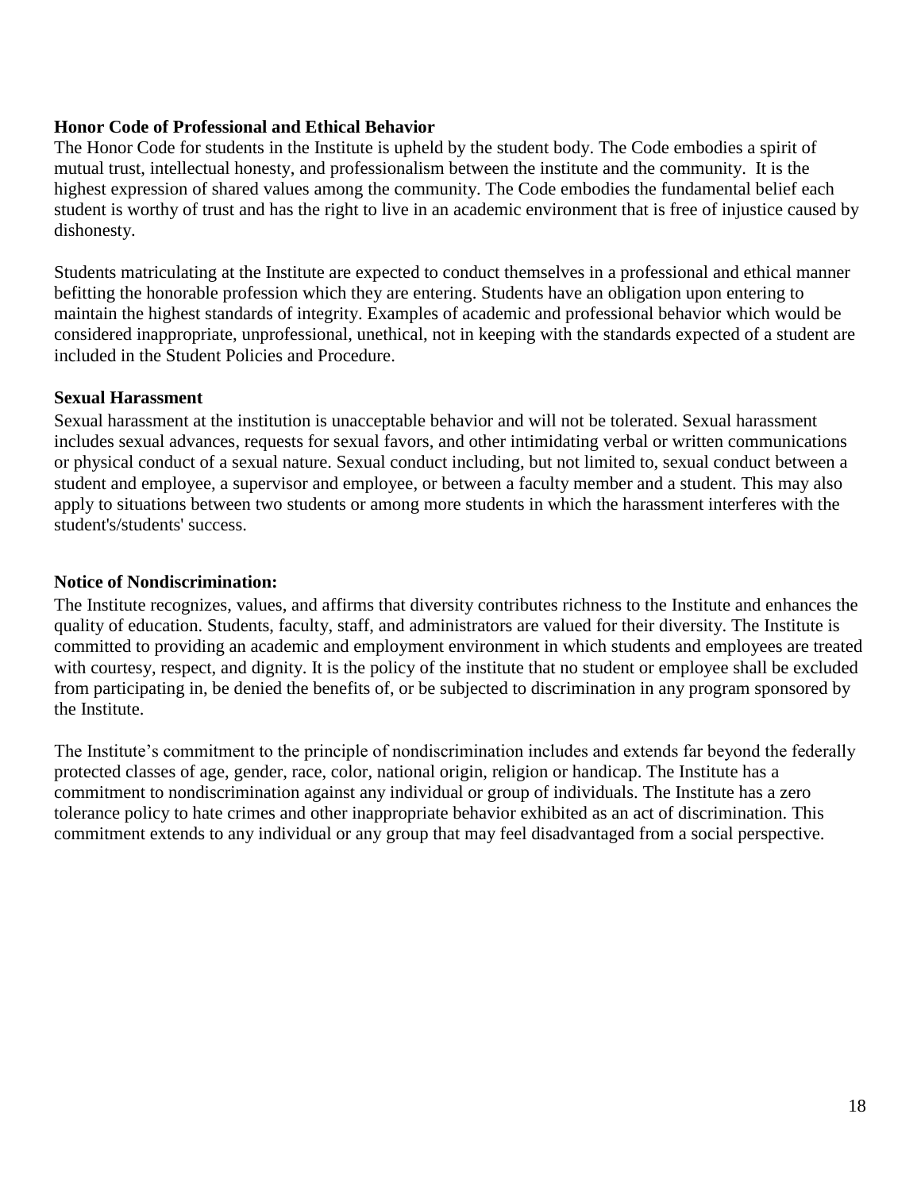### Honor Code of Professional and Ethical Behavior

The Honor Code for students in the Institute is upheld by the student body. The Code embodies a spirit of mutual trust, intellectual honesty, and professionalism between the institute and the community. It is the highest expression of shared values among the community. The Code embodies the fundamental belief each student is worthy of trust and has the right to live in an academic environment that is free of injustice caused by dishonesty.

Students matriculating at the Institute are expected to conduct themselves in a professional and ethical manner befitting the honorable profession which they are entering. Students have an obligation upon entering to maintain the highest standards of integrity. Examples of academic and professional behavior which would be considered inappropriate, unprofessional, unethical, not in keeping with the standards expected of a student are included in the Student Policies and Procedure.

### Sexual Harassment

Sexual harassment at the institution is unacceptable behavior and will not be tolerated. Sexual harassment includes sexual advances, requests for sexual favors, and other intimidating verbal or written communications or physical conduct of a sexual nature. Sexual conduct including, but not limited to, sexual conduct between a student and employee, a supervisor and employee, or between a faculty member and a student. This may also apply to situations between two students or among more students in which the harassment interferes with the student's/students' success.

### Notice of Nondiscrimination:

The Institute recognizes, values, and affirms that diversity contributes richness to the Institute and enhances the quality of education. Students, faculty, staff, and administrators are valued for their diversity. The Institute is committed to providing an academic and employment environment in which students and employees are treated with courtesy, respect, and dignity. It is the policy of the institute that no student or employee shall be excluded from participating in, be denied the benefits of, or be subjected to discrimination in any program sponsored by the Institute.

The Institute's commitment to the principle of nondiscrimination includes and extends far beyond the federally protected classes of age, gender, race, color, national origin, religion or handicap. The Institute has a commitment to nondiscrimination against any individual or group of individuals. The Institute has a zero tolerance policy to hate crimes and other inappropriate behavior exhibited as an act of discrimination. This commitment extends to any individual or any group that may feel disadvantaged from a social perspective.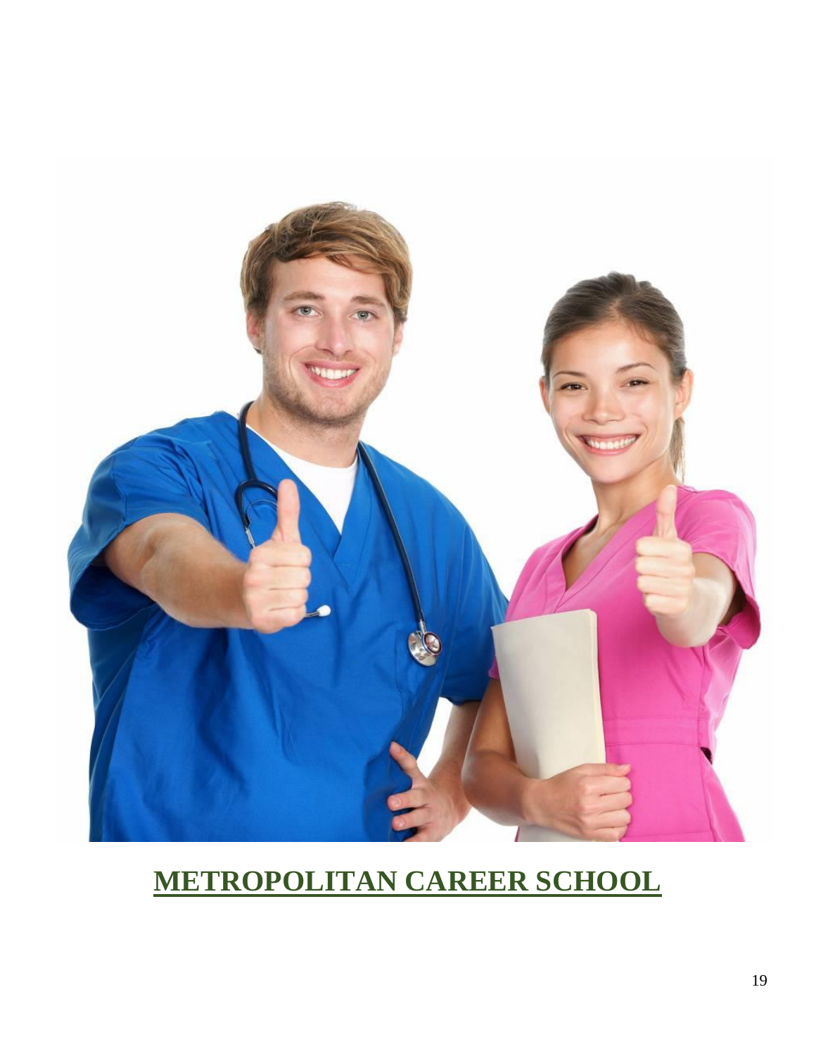# METROPOLITAN CAREER SCHOOL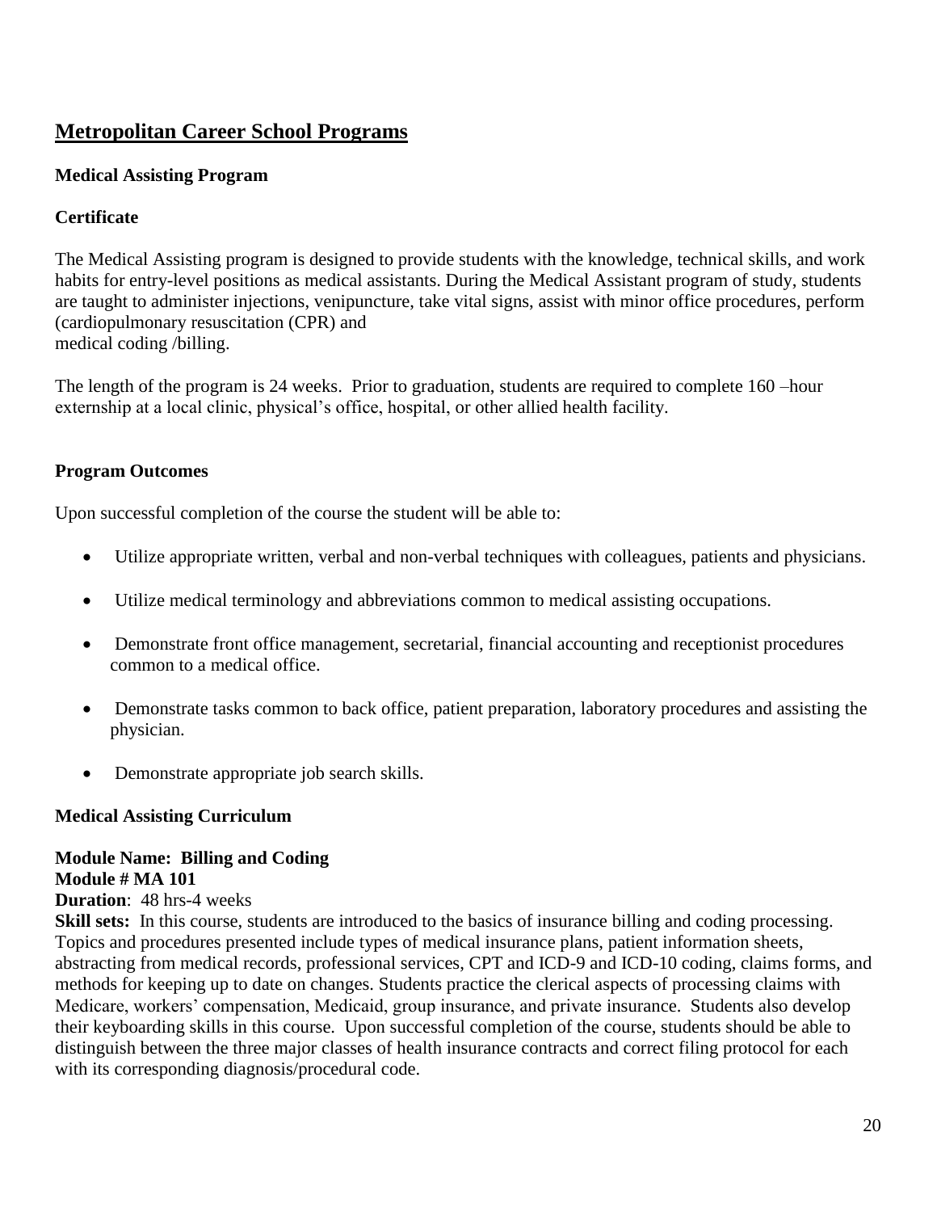## Metropolitan Career School Programs

**Medical Assisting Program**

**Certificate**

The Medical Assisting program is designed to provide students with the knowledge, technical skills, and work habits for entry-level positions as medical assistants. During the Medical Assistant program of study, students are taught to administer injections, venipuncture, take vital signs, assist with minor office procedures, perform (cardiopulmonary resuscitation (CPR) and
medical coding /billing.

The length of the program is 24 weeks. Prior to graduation, students are required to complete 160 –hour externship at a local clinic, physical's office, hospital, or other allied health facility.

**Program Outcomes**

Upon successful completion of the course the student will be able to:

- Utilize appropriate written, verbal and non-verbal techniques with colleagues, patients and physicians.
- Utilize medical terminology and abbreviations common to medical assisting occupations.
- Demonstrate front office management, secretarial, financial accounting and receptionist procedures common to a medical office.
- Demonstrate tasks common to back office, patient preparation, laboratory procedures and assisting the physician.
- Demonstrate appropriate job search skills.

**Medical Assisting Curriculum**

**Module Name: Billing and Coding**
**Module # MA 101**
**Duration**: 48 hrs-4 weeks
**Skill sets:** In this course, students are introduced to the basics of insurance billing and coding processing. Topics and procedures presented include types of medical insurance plans, patient information sheets, abstracting from medical records, professional services, CPT and ICD-9 and ICD-10 coding, claims forms, and methods for keeping up to date on changes. Students practice the clerical aspects of processing claims with Medicare, workers' compensation, Medicaid, group insurance, and private insurance. Students also develop their keyboarding skills in this course. Upon successful completion of the course, students should be able to distinguish between the three major classes of health insurance contracts and correct filing protocol for each with its corresponding diagnosis/procedural code.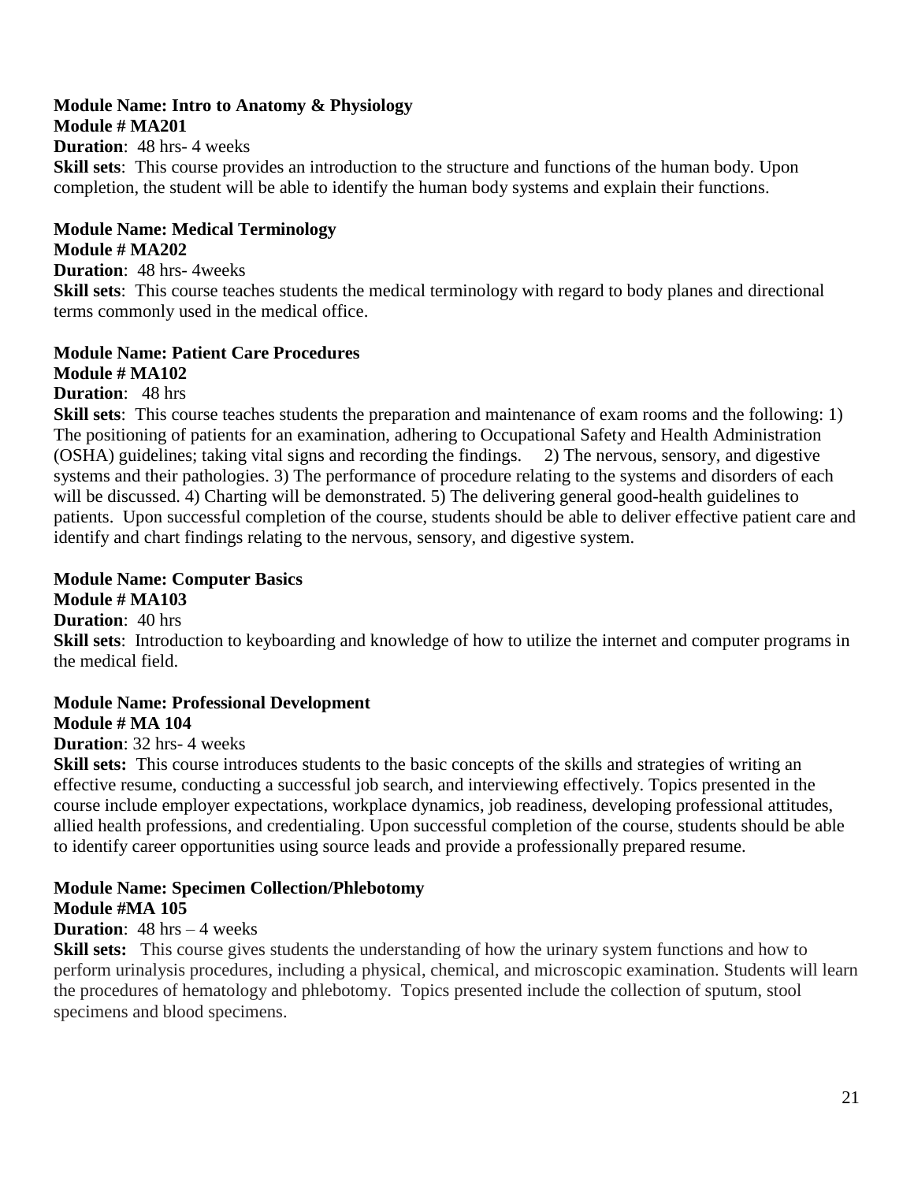**Module Name: Intro to Anatomy & Physiology**
**Module # MA201**
**Duration**: 48 hrs- 4 weeks
**Skill sets**: This course provides an introduction to the structure and functions of the human body. Upon completion, the student will be able to identify the human body systems and explain their functions.

**Module Name: Medical Terminology**
**Module # MA202**
**Duration**: 48 hrs- 4weeks
**Skill sets**: This course teaches students the medical terminology with regard to body planes and directional terms commonly used in the medical office.

**Module Name: Patient Care Procedures**
**Module # MA102**
**Duration**: 48 hrs
**Skill sets**: This course teaches students the preparation and maintenance of exam rooms and the following: 1) The positioning of patients for an examination, adhering to Occupational Safety and Health Administration (OSHA) guidelines; taking vital signs and recording the findings. 2) The nervous, sensory, and digestive systems and their pathologies. 3) The performance of procedure relating to the systems and disorders of each will be discussed. 4) Charting will be demonstrated. 5) The delivering general good-health guidelines to patients. Upon successful completion of the course, students should be able to deliver effective patient care and identify and chart findings relating to the nervous, sensory, and digestive system.

**Module Name: Computer Basics**
**Module # MA103**
**Duration**: 40 hrs
**Skill sets**: Introduction to keyboarding and knowledge of how to utilize the internet and computer programs in the medical field.

**Module Name: Professional Development**
**Module # MA 104**
**Duration**: 32 hrs- 4 weeks
**Skill sets:** This course introduces students to the basic concepts of the skills and strategies of writing an effective resume, conducting a successful job search, and interviewing effectively. Topics presented in the course include employer expectations, workplace dynamics, job readiness, developing professional attitudes, allied health professions, and credentialing. Upon successful completion of the course, students should be able to identify career opportunities using source leads and provide a professionally prepared resume.

**Module Name: Specimen Collection/Phlebotomy**
**Module #MA 105**
**Duration**: 48 hrs – 4 weeks
**Skill sets:** This course gives students the understanding of how the urinary system functions and how to perform urinalysis procedures, including a physical, chemical, and microscopic examination. Students will learn the procedures of hematology and phlebotomy. Topics presented include the collection of sputum, stool specimens and blood specimens.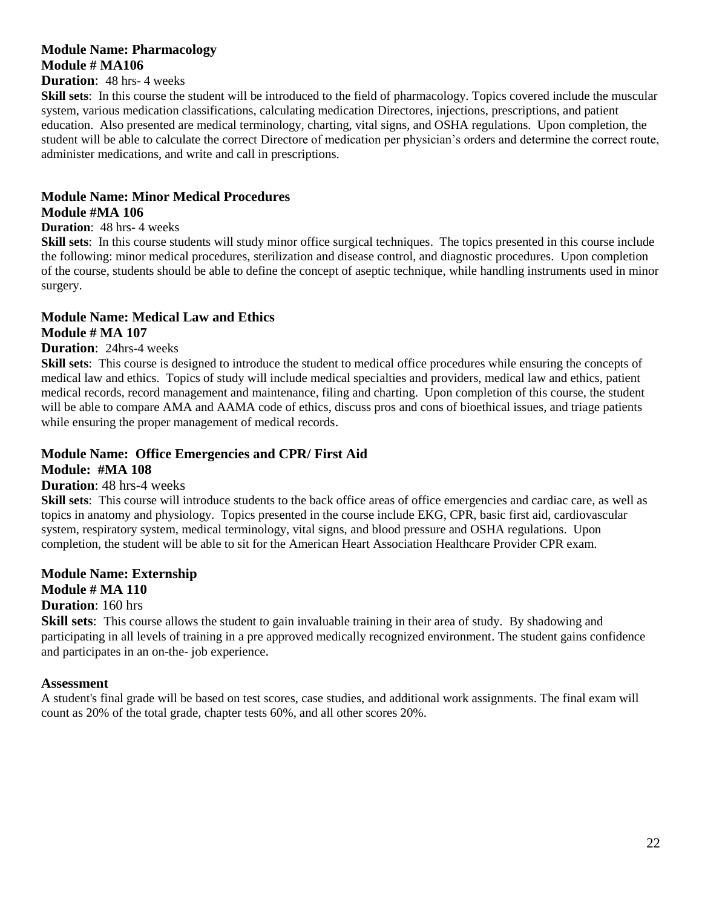**Module Name: Pharmacology**
**Module # MA106**

**Duration**: 48 hrs- 4 weeks

**Skill sets**: In this course the student will be introduced to the field of pharmacology. Topics covered include the muscular system, various medication classifications, calculating medication Directores, injections, prescriptions, and patient education. Also presented are medical terminology, charting, vital signs, and OSHA regulations. Upon completion, the student will be able to calculate the correct Directore of medication per physician's orders and determine the correct route, administer medications, and write and call in prescriptions.

**Module Name: Minor Medical Procedures**
**Module #MA 106**

**Duration**: 48 hrs- 4 weeks

**Skill sets**: In this course students will study minor office surgical techniques. The topics presented in this course include the following: minor medical procedures, sterilization and disease control, and diagnostic procedures. Upon completion of the course, students should be able to define the concept of aseptic technique, while handling instruments used in minor surgery.

**Module Name: Medical Law and Ethics**
**Module # MA 107**

**Duration**: 24hrs-4 weeks

**Skill sets**: This course is designed to introduce the student to medical office procedures while ensuring the concepts of medical law and ethics. Topics of study will include medical specialties and providers, medical law and ethics, patient medical records, record management and maintenance, filing and charting. Upon completion of this course, the student will be able to compare AMA and AAMA code of ethics, discuss pros and cons of bioethical issues, and triage patients while ensuring the proper management of medical records.

**Module Name: Office Emergencies and CPR/ First Aid**
**Module: #MA 108**

**Duration**: 48 hrs-4 weeks

**Skill sets**: This course will introduce students to the back office areas of office emergencies and cardiac care, as well as topics in anatomy and physiology. Topics presented in the course include EKG, CPR, basic first aid, cardiovascular system, respiratory system, medical terminology, vital signs, and blood pressure and OSHA regulations. Upon completion, the student will be able to sit for the American Heart Association Healthcare Provider CPR exam.

**Module Name: Externship**
**Module # MA 110**

**Duration**: 160 hrs

**Skill sets**: This course allows the student to gain invaluable training in their area of study. By shadowing and participating in all levels of training in a pre approved medically recognized environment. The student gains confidence and participates in an on-the- job experience.

**Assessment**

A student's final grade will be based on test scores, case studies, and additional work assignments. The final exam will count as 20% of the total grade, chapter tests 60%, and all other scores 20%.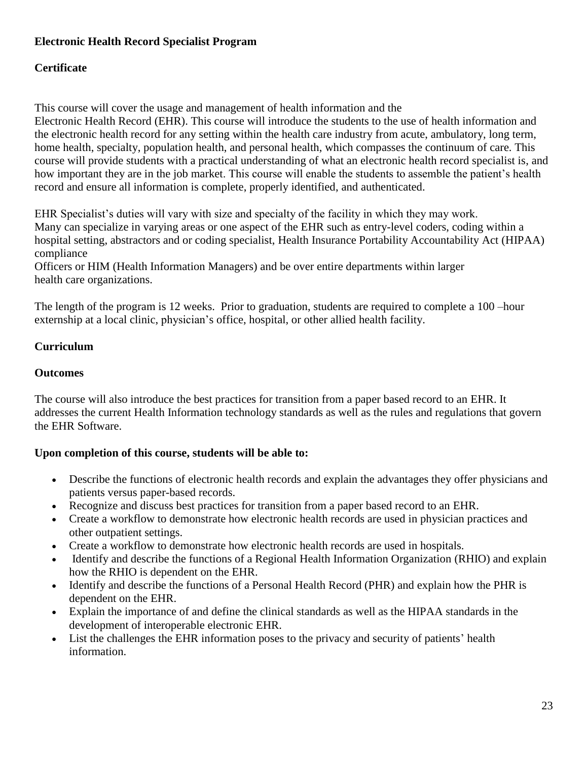**Electronic Health Record Specialist Program**

**Certificate**

This course will cover the usage and management of health information and the Electronic Health Record (EHR). This course will introduce the students to the use of health information and the electronic health record for any setting within the health care industry from acute, ambulatory, long term, home health, specialty, population health, and personal health, which compasses the continuum of care. This course will provide students with a practical understanding of what an electronic health record specialist is, and how important they are in the job market. This course will enable the students to assemble the patient's health record and ensure all information is complete, properly identified, and authenticated.

EHR Specialist's duties will vary with size and specialty of the facility in which they may work. Many can specialize in varying areas or one aspect of the EHR such as entry-level coders, coding within a hospital setting, abstractors and or coding specialist, Health Insurance Portability Accountability Act (HIPAA) compliance Officers or HIM (Health Information Managers) and be over entire departments within larger health care organizations.

The length of the program is 12 weeks. Prior to graduation, students are required to complete a 100 –hour externship at a local clinic, physician's office, hospital, or other allied health facility.

**Curriculum**

**Outcomes**

The course will also introduce the best practices for transition from a paper based record to an EHR. It addresses the current Health Information technology standards as well as the rules and regulations that govern the EHR Software.

**Upon completion of this course, students will be able to:**

- Describe the functions of electronic health records and explain the advantages they offer physicians and patients versus paper-based records.
- Recognize and discuss best practices for transition from a paper based record to an EHR.
- Create a workflow to demonstrate how electronic health records are used in physician practices and other outpatient settings.
- Create a workflow to demonstrate how electronic health records are used in hospitals.
- Identify and describe the functions of a Regional Health Information Organization (RHIO) and explain how the RHIO is dependent on the EHR.
- Identify and describe the functions of a Personal Health Record (PHR) and explain how the PHR is dependent on the EHR.
- Explain the importance of and define the clinical standards as well as the HIPAA standards in the development of interoperable electronic EHR.
- List the challenges the EHR information poses to the privacy and security of patients' health information.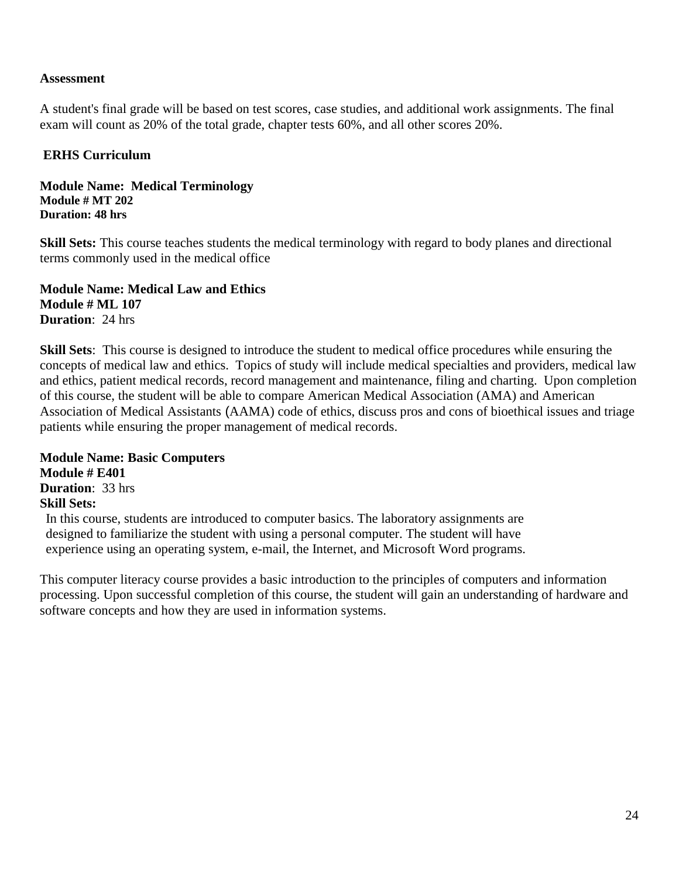**Assessment**

A student's final grade will be based on test scores, case studies, and additional work assignments. The final exam will count as 20% of the total grade, chapter tests 60%, and all other scores 20%.

**ERHS Curriculum**

**Module Name: Medical Terminology**
**Module # MT 202**
**Duration: 48 hrs**

**Skill Sets:** This course teaches students the medical terminology with regard to body planes and directional terms commonly used in the medical office

**Module Name: Medical Law and Ethics**
**Module # ML 107**
**Duration**: 24 hrs

**Skill Sets**: This course is designed to introduce the student to medical office procedures while ensuring the concepts of medical law and ethics. Topics of study will include medical specialties and providers, medical law and ethics, patient medical records, record management and maintenance, filing and charting. Upon completion of this course, the student will be able to compare American Medical Association (AMA) and American Association of Medical Assistants (AAMA) code of ethics, discuss pros and cons of bioethical issues and triage patients while ensuring the proper management of medical records.

**Module Name: Basic Computers**
**Module # E401**
**Duration**: 33 hrs
**Skill Sets:**

In this course, students are introduced to computer basics. The laboratory assignments are designed to familiarize the student with using a personal computer. The student will have experience using an operating system, e-mail, the Internet, and Microsoft Word programs.

This computer literacy course provides a basic introduction to the principles of computers and information processing. Upon successful completion of this course, the student will gain an understanding of hardware and software concepts and how they are used in information systems.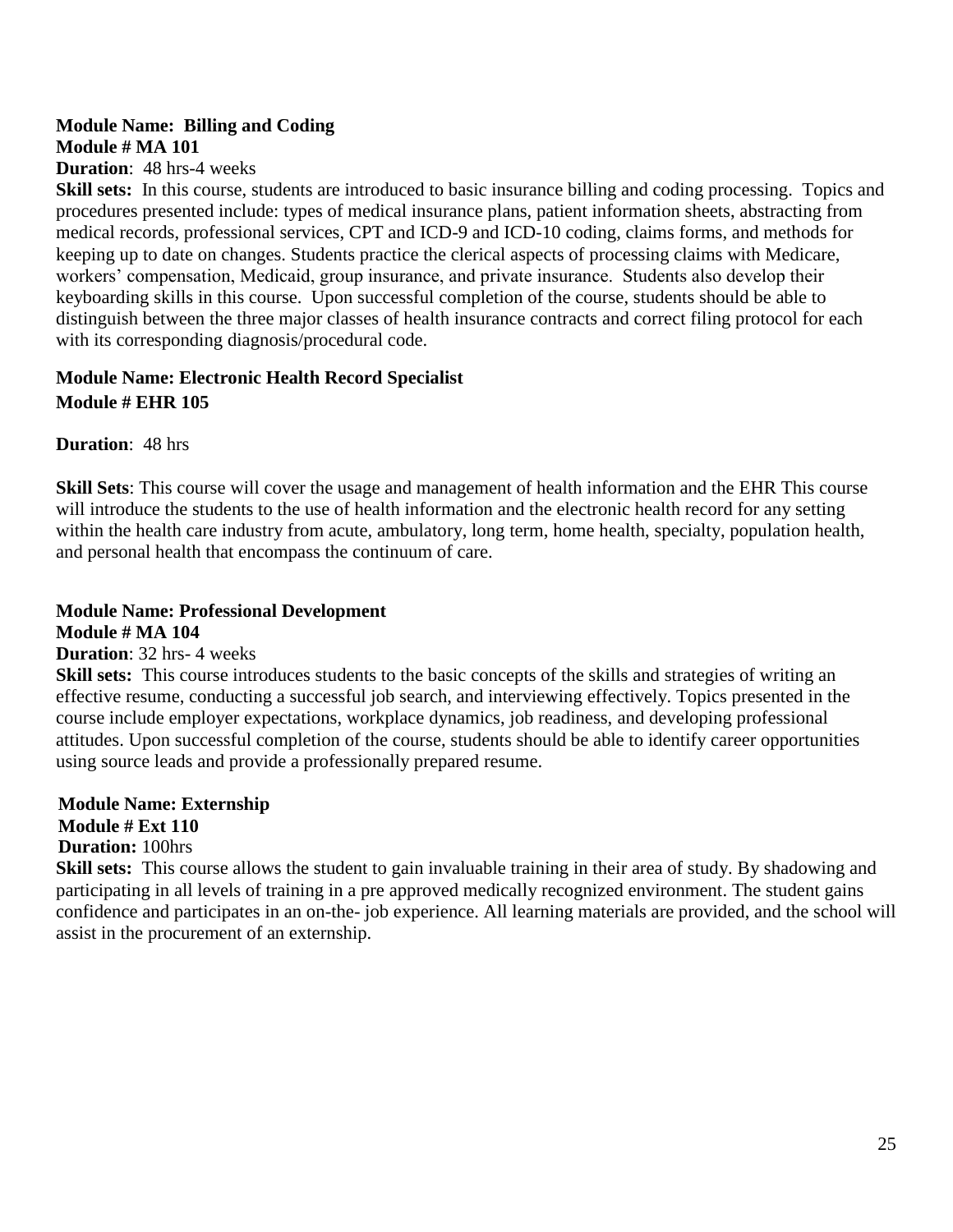**Module Name: Billing and Coding**
**Module # MA 101**
**Duration**: 48 hrs-4 weeks
**Skill sets:** In this course, students are introduced to basic insurance billing and coding processing. Topics and procedures presented include: types of medical insurance plans, patient information sheets, abstracting from medical records, professional services, CPT and ICD-9 and ICD-10 coding, claims forms, and methods for keeping up to date on changes. Students practice the clerical aspects of processing claims with Medicare, workers' compensation, Medicaid, group insurance, and private insurance. Students also develop their keyboarding skills in this course. Upon successful completion of the course, students should be able to distinguish between the three major classes of health insurance contracts and correct filing protocol for each with its corresponding diagnosis/procedural code.

**Module Name: Electronic Health Record Specialist**
**Module # EHR 105**

**Duration**: 48 hrs

**Skill Sets**: This course will cover the usage and management of health information and the EHR This course will introduce the students to the use of health information and the electronic health record for any setting within the health care industry from acute, ambulatory, long term, home health, specialty, population health, and personal health that encompass the continuum of care.

**Module Name: Professional Development**
**Module # MA 104**
**Duration**: 32 hrs- 4 weeks
**Skill sets:** This course introduces students to the basic concepts of the skills and strategies of writing an effective resume, conducting a successful job search, and interviewing effectively. Topics presented in the course include employer expectations, workplace dynamics, job readiness, and developing professional attitudes. Upon successful completion of the course, students should be able to identify career opportunities using source leads and provide a professionally prepared resume.

**Module Name: Externship**
**Module # Ext 110**
**Duration:** 100hrs
**Skill sets:** This course allows the student to gain invaluable training in their area of study. By shadowing and participating in all levels of training in a pre approved medically recognized environment. The student gains confidence and participates in an on-the- job experience. All learning materials are provided, and the school will assist in the procurement of an externship.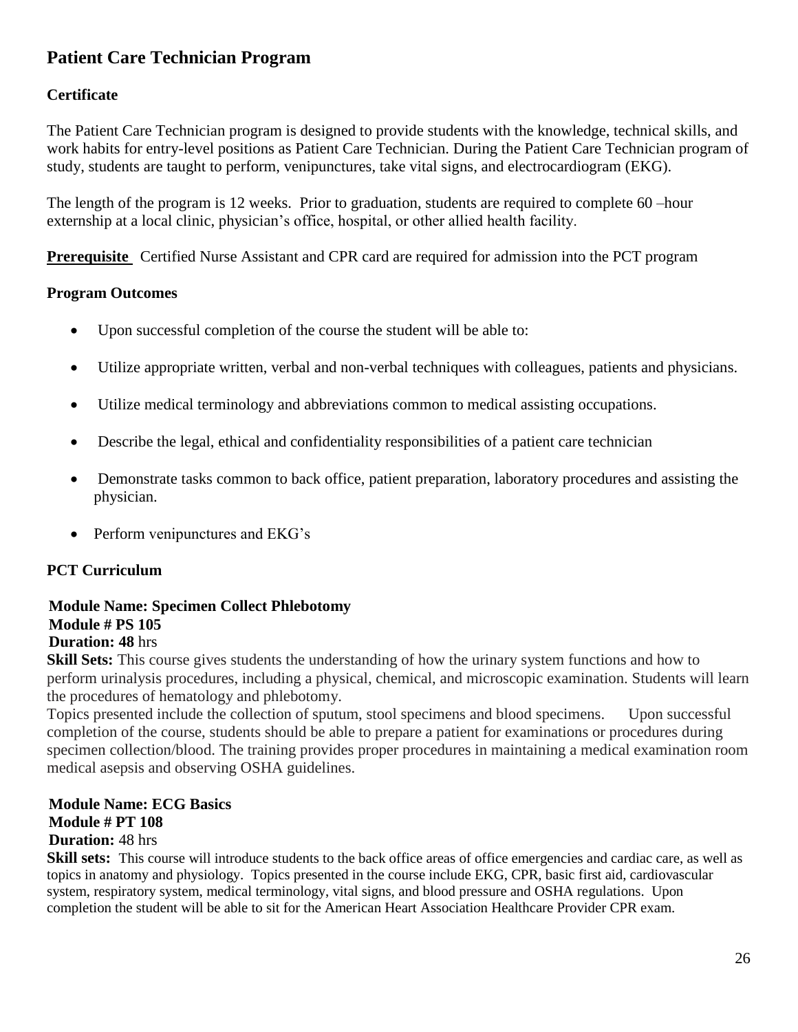## Patient Care Technician Program

### Certificate

The Patient Care Technician program is designed to provide students with the knowledge, technical skills, and work habits for entry-level positions as Patient Care Technician. During the Patient Care Technician program of study, students are taught to perform, venipunctures, take vital signs, and electrocardiogram (EKG).

The length of the program is 12 weeks. Prior to graduation, students are required to complete 60 –hour externship at a local clinic, physician's office, hospital, or other allied health facility.

**Prerequisite** Certified Nurse Assistant and CPR card are required for admission into the PCT program

### Program Outcomes

- Upon successful completion of the course the student will be able to:
- Utilize appropriate written, verbal and non-verbal techniques with colleagues, patients and physicians.
- Utilize medical terminology and abbreviations common to medical assisting occupations.
- Describe the legal, ethical and confidentiality responsibilities of a patient care technician
- Demonstrate tasks common to back office, patient preparation, laboratory procedures and assisting the physician.
- Perform venipunctures and EKG's

### PCT Curriculum

**Module Name: Specimen Collect Phlebotomy**
**Module # PS 105**
**Duration: 48** hrs
**Skill Sets:** This course gives students the understanding of how the urinary system functions and how to perform urinalysis procedures, including a physical, chemical, and microscopic examination. Students will learn the procedures of hematology and phlebotomy.
Topics presented include the collection of sputum, stool specimens and blood specimens. Upon successful completion of the course, students should be able to prepare a patient for examinations or procedures during specimen collection/blood. The training provides proper procedures in maintaining a medical examination room medical asepsis and observing OSHA guidelines.

**Module Name: ECG Basics**
**Module # PT 108**
**Duration:** 48 hrs
**Skill sets:** This course will introduce students to the back office areas of office emergencies and cardiac care, as well as topics in anatomy and physiology. Topics presented in the course include EKG, CPR, basic first aid, cardiovascular system, respiratory system, medical terminology, vital signs, and blood pressure and OSHA regulations. Upon completion the student will be able to sit for the American Heart Association Healthcare Provider CPR exam.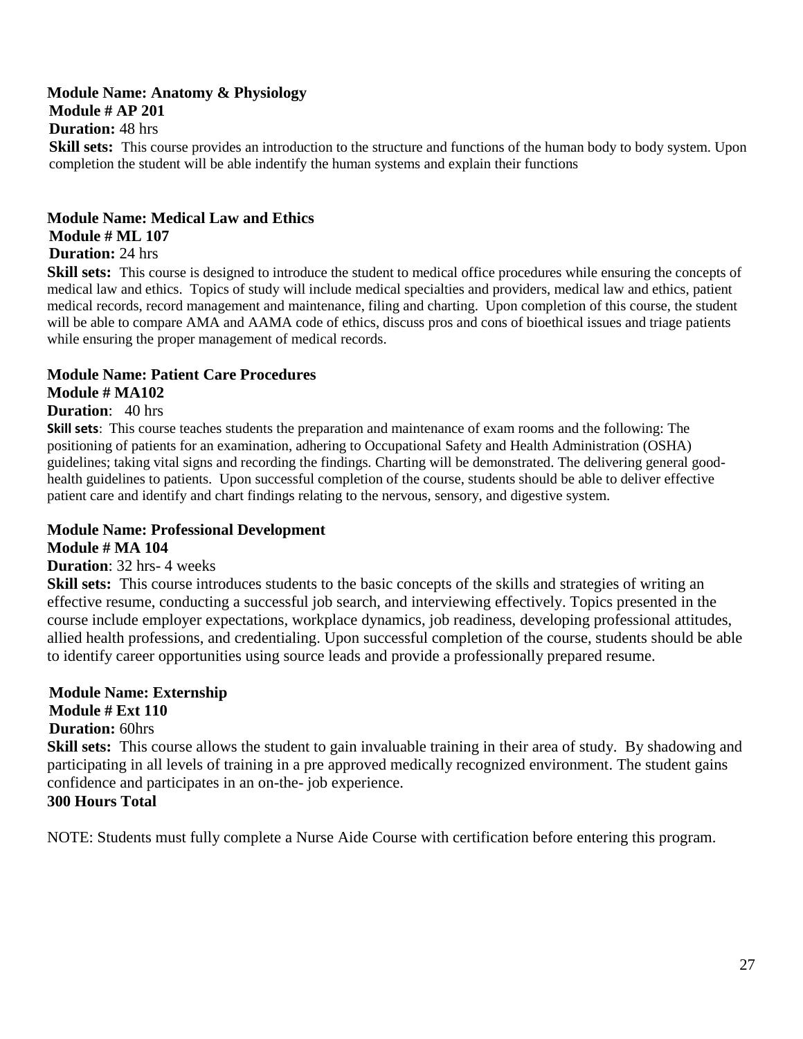**Module Name: Anatomy & Physiology**
**Module # AP 201**
**Duration:** 48 hrs
**Skill sets:** This course provides an introduction to the structure and functions of the human body to body system. Upon completion the student will be able indentify the human systems and explain their functions

**Module Name: Medical Law and Ethics**
**Module # ML 107**
**Duration:** 24 hrs
**Skill sets:** This course is designed to introduce the student to medical office procedures while ensuring the concepts of medical law and ethics. Topics of study will include medical specialties and providers, medical law and ethics, patient medical records, record management and maintenance, filing and charting. Upon completion of this course, the student will be able to compare AMA and AAMA code of ethics, discuss pros and cons of bioethical issues and triage patients while ensuring the proper management of medical records.

**Module Name: Patient Care Procedures**
**Module # MA102**
**Duration**: 40 hrs
**Skill sets**: This course teaches students the preparation and maintenance of exam rooms and the following: The positioning of patients for an examination, adhering to Occupational Safety and Health Administration (OSHA) guidelines; taking vital signs and recording the findings. Charting will be demonstrated. The delivering general good-health guidelines to patients. Upon successful completion of the course, students should be able to deliver effective patient care and identify and chart findings relating to the nervous, sensory, and digestive system.

**Module Name: Professional Development**
**Module # MA 104**
**Duration**: 32 hrs- 4 weeks
**Skill sets:** This course introduces students to the basic concepts of the skills and strategies of writing an effective resume, conducting a successful job search, and interviewing effectively. Topics presented in the course include employer expectations, workplace dynamics, job readiness, developing professional attitudes, allied health professions, and credentialing. Upon successful completion of the course, students should be able to identify career opportunities using source leads and provide a professionally prepared resume.

**Module Name: Externship**
**Module # Ext 110**
**Duration:** 60hrs
**Skill sets:** This course allows the student to gain invaluable training in their area of study. By shadowing and participating in all levels of training in a pre approved medically recognized environment. The student gains confidence and participates in an on-the- job experience.
**300 Hours Total**

NOTE: Students must fully complete a Nurse Aide Course with certification before entering this program.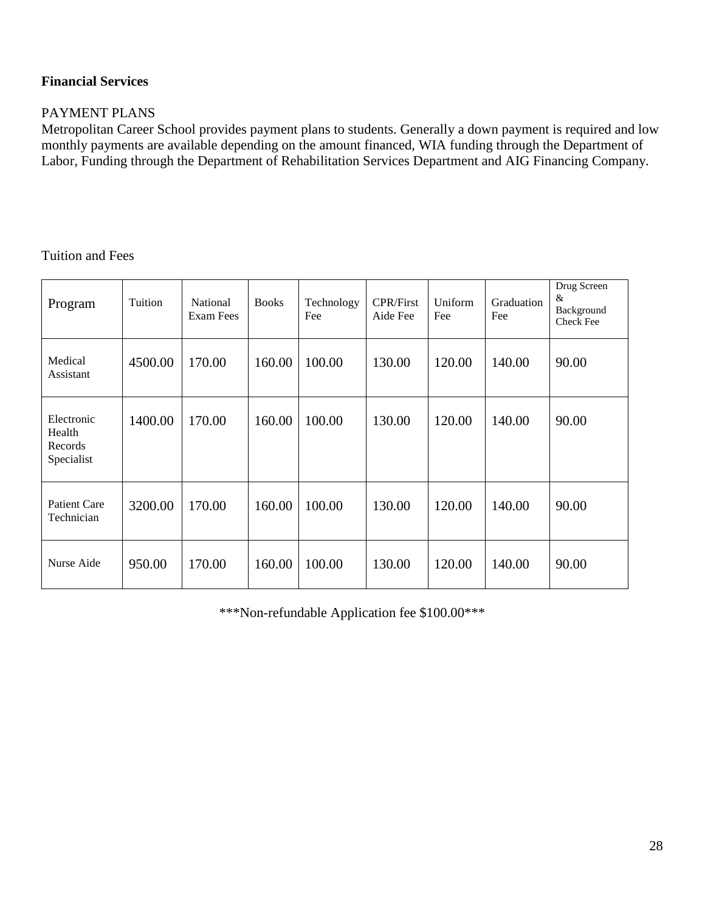**Financial Services**

PAYMENT PLANS

Metropolitan Career School provides payment plans to students. Generally a down payment is required and low monthly payments are available depending on the amount financed, WIA funding through the Department of Labor, Funding through the Department of Rehabilitation Services Department and AIG Financing Company.

Tuition and Fees

| Program | Tuition | National Exam Fees | Books | Technology Fee | CPR/First Aide Fee | Uniform Fee | Graduation Fee | Drug Screen & Background Check Fee |
|---|---|---|---|---|---|---|---|---|
| Medical Assistant | 4500.00 | 170.00 | 160.00 | 100.00 | 130.00 | 120.00 | 140.00 | 90.00 |
| Electronic Health Records Specialist | 1400.00 | 170.00 | 160.00 | 100.00 | 130.00 | 120.00 | 140.00 | 90.00 |
| Patient Care Technician | 3200.00 | 170.00 | 160.00 | 100.00 | 130.00 | 120.00 | 140.00 | 90.00 |
| Nurse Aide | 950.00 | 170.00 | 160.00 | 100.00 | 130.00 | 120.00 | 140.00 | 90.00 |

***Non-refundable Application fee $100.00***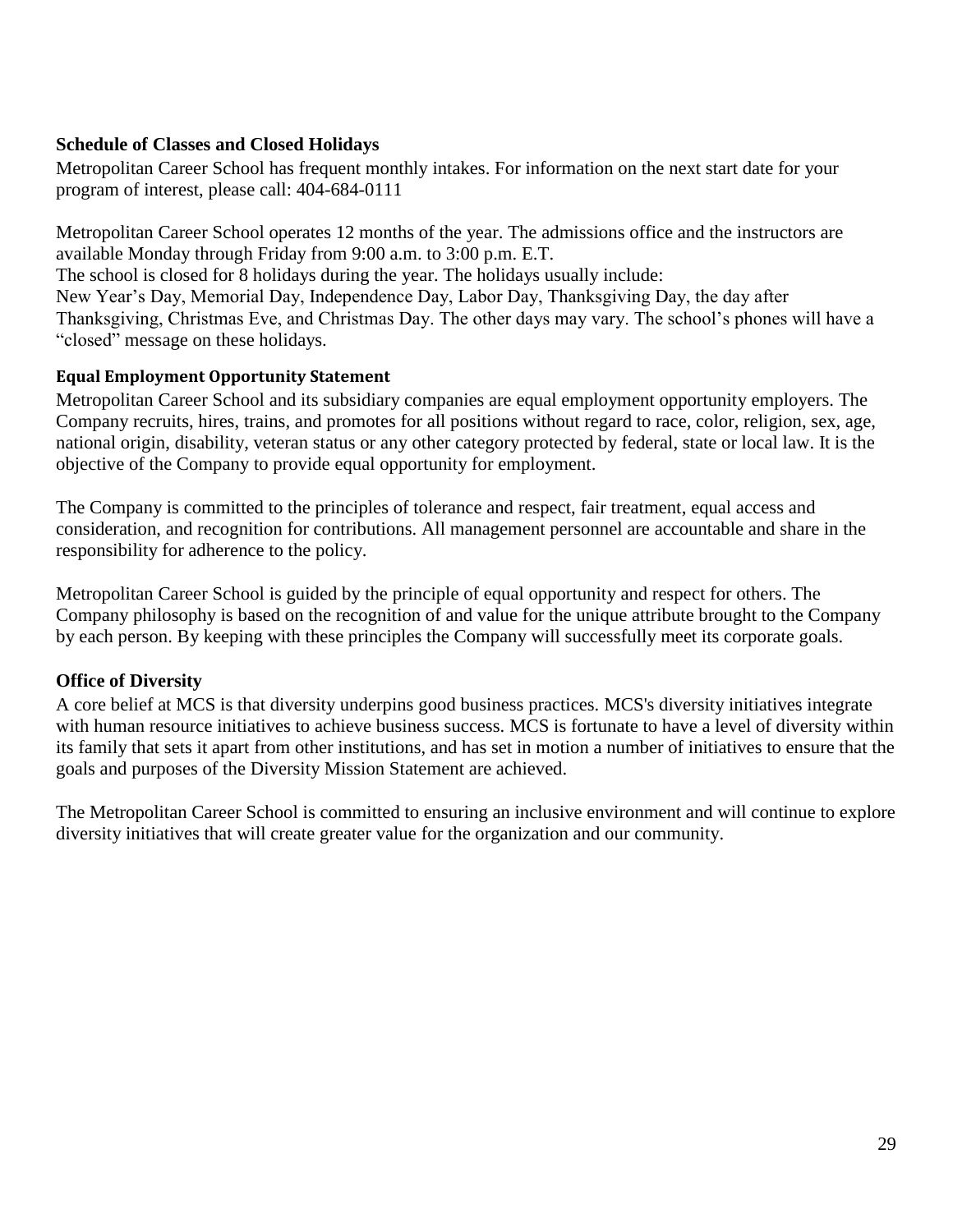## Schedule of Classes and Closed Holidays

Metropolitan Career School has frequent monthly intakes. For information on the next start date for your program of interest, please call: 404-684-0111

Metropolitan Career School operates 12 months of the year. The admissions office and the instructors are available Monday through Friday from 9:00 a.m. to 3:00 p.m. E.T.
The school is closed for 8 holidays during the year. The holidays usually include:
New Year's Day, Memorial Day, Independence Day, Labor Day, Thanksgiving Day, the day after Thanksgiving, Christmas Eve, and Christmas Day. The other days may vary. The school's phones will have a "closed" message on these holidays.

## Equal Employment Opportunity Statement

Metropolitan Career School and its subsidiary companies are equal employment opportunity employers. The Company recruits, hires, trains, and promotes for all positions without regard to race, color, religion, sex, age, national origin, disability, veteran status or any other category protected by federal, state or local law. It is the objective of the Company to provide equal opportunity for employment.

The Company is committed to the principles of tolerance and respect, fair treatment, equal access and consideration, and recognition for contributions. All management personnel are accountable and share in the responsibility for adherence to the policy.

Metropolitan Career School is guided by the principle of equal opportunity and respect for others. The Company philosophy is based on the recognition of and value for the unique attribute brought to the Company by each person. By keeping with these principles the Company will successfully meet its corporate goals.

## Office of Diversity

A core belief at MCS is that diversity underpins good business practices. MCS's diversity initiatives integrate with human resource initiatives to achieve business success. MCS is fortunate to have a level of diversity within its family that sets it apart from other institutions, and has set in motion a number of initiatives to ensure that the goals and purposes of the Diversity Mission Statement are achieved.

The Metropolitan Career School is committed to ensuring an inclusive environment and will continue to explore diversity initiatives that will create greater value for the organization and our community.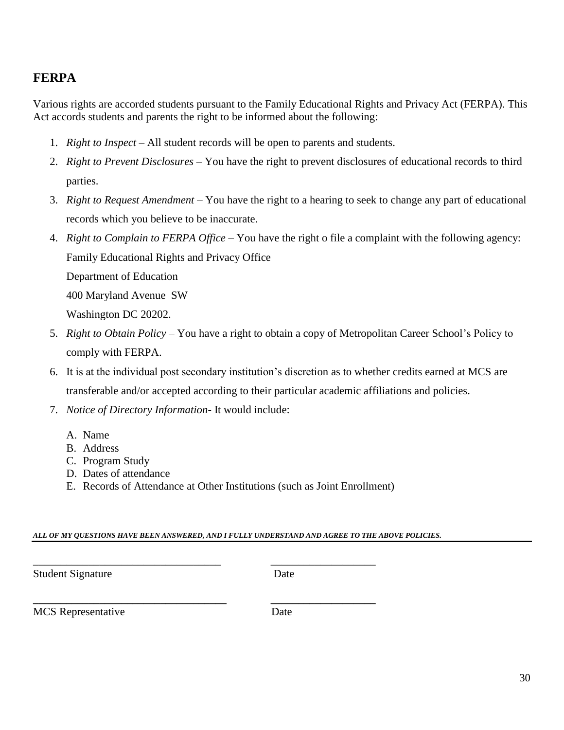## FERPA

Various rights are accorded students pursuant to the Family Educational Rights and Privacy Act (FERPA). This Act accords students and parents the right to be informed about the following:

1. *Right to Inspect* – All student records will be open to parents and students.
2. *Right to Prevent Disclosures* – You have the right to prevent disclosures of educational records to third parties.
3. *Right to Request Amendment* – You have the right to a hearing to seek to change any part of educational records which you believe to be inaccurate.
4. *Right to Complain to FERPA Office* – You have the right o file a complaint with the following agency:
   Family Educational Rights and Privacy Office
   Department of Education
   400 Maryland Avenue SW
   Washington DC 20202.
5. *Right to Obtain Policy* – You have a right to obtain a copy of Metropolitan Career School's Policy to comply with FERPA.
6. It is at the individual post secondary institution's discretion as to whether credits earned at MCS are transferable and/or accepted according to their particular academic affiliations and policies.
7. *Notice of Directory Information*- It would include:
   A. Name
   B. Address
   C. Program Study
   D. Dates of attendance
   E. Records of Attendance at Other Institutions (such as Joint Enrollment)

***ALL OF MY QUESTIONS HAVE BEEN ANSWERED, AND I FULLY UNDERSTAND AND AGREE TO THE ABOVE POLICIES.***

___________________________________ ___________________

Student Signature Date

___________________________________ ___________________

MCS Representative Date